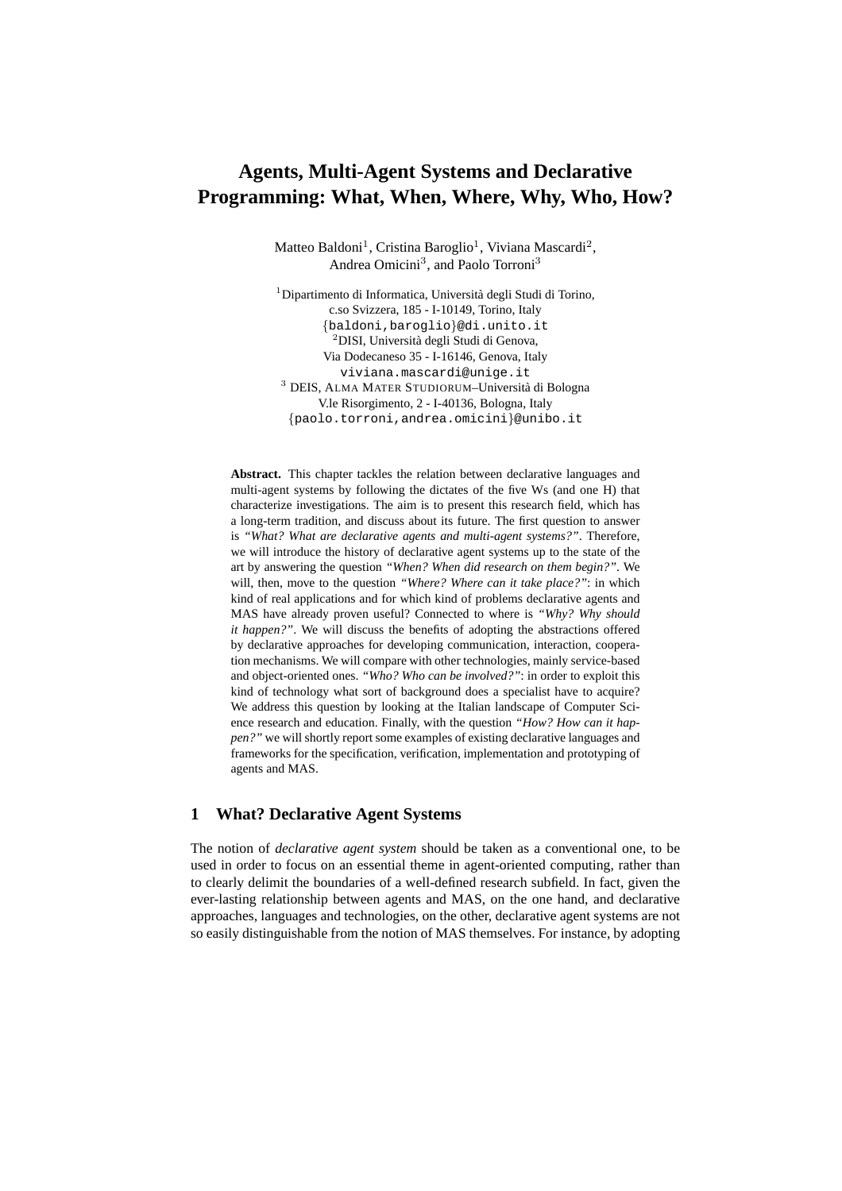# Agents, Multi-Agent Systems and Declarative Programming: What, When, Where, Why, Who, How?

Matteo Baldoni[1], Cristina Baroglio[1], Viviana Mascardi[2], Andrea Omicini[3], and Paolo Torroni[3]

[1]Dipartimento di Informatica, Università degli Studi di Torino, c.so Svizzera, 185 - I-10149, Torino, Italy
{baldoni,baroglio}@di.unito.it
[2]DISI, Università degli Studi di Genova, Via Dodecaneso 35 - I-16146, Genova, Italy
viviana.mascardi@unige.it
[3] DEIS, ALMA MATER STUDIORUM–Università di Bologna V.le Risorgimento, 2 - I-40136, Bologna, Italy
{paolo.torroni,andrea.omicini}@unibo.it

**Abstract.** This chapter tackles the relation between declarative languages and multi-agent systems by following the dictates of the five Ws (and one H) that characterize investigations. The aim is to present this research field, which has a long-term tradition, and discuss about its future. The first question to answer is *"What? What are declarative agents and multi-agent systems?"*. Therefore, we will introduce the history of declarative agent systems up to the state of the art by answering the question *"When? When did research on them begin?"*. We will, then, move to the question *"Where? Where can it take place?"*: in which kind of real applications and for which kind of problems declarative agents and MAS have already proven useful? Connected to where is *"Why? Why should it happen?"*. We will discuss the benefits of adopting the abstractions offered by declarative approaches for developing communication, interaction, cooperation mechanisms. We will compare with other technologies, mainly service-based and object-oriented ones. *"Who? Who can be involved?"*: in order to exploit this kind of technology what sort of background does a specialist have to acquire? We address this question by looking at the Italian landscape of Computer Science research and education. Finally, with the question *"How? How can it happen?"* we will shortly report some examples of existing declarative languages and frameworks for the specification, verification, implementation and prototyping of agents and MAS.

## 1 What? Declarative Agent Systems

The notion of *declarative agent system* should be taken as a conventional one, to be used in order to focus on an essential theme in agent-oriented computing, rather than to clearly delimit the boundaries of a well-defined research subfield. In fact, given the ever-lasting relationship between agents and MAS, on the one hand, and declarative approaches, languages and technologies, on the other, declarative agent systems are not so easily distinguishable from the notion of MAS themselves. For instance, by adopting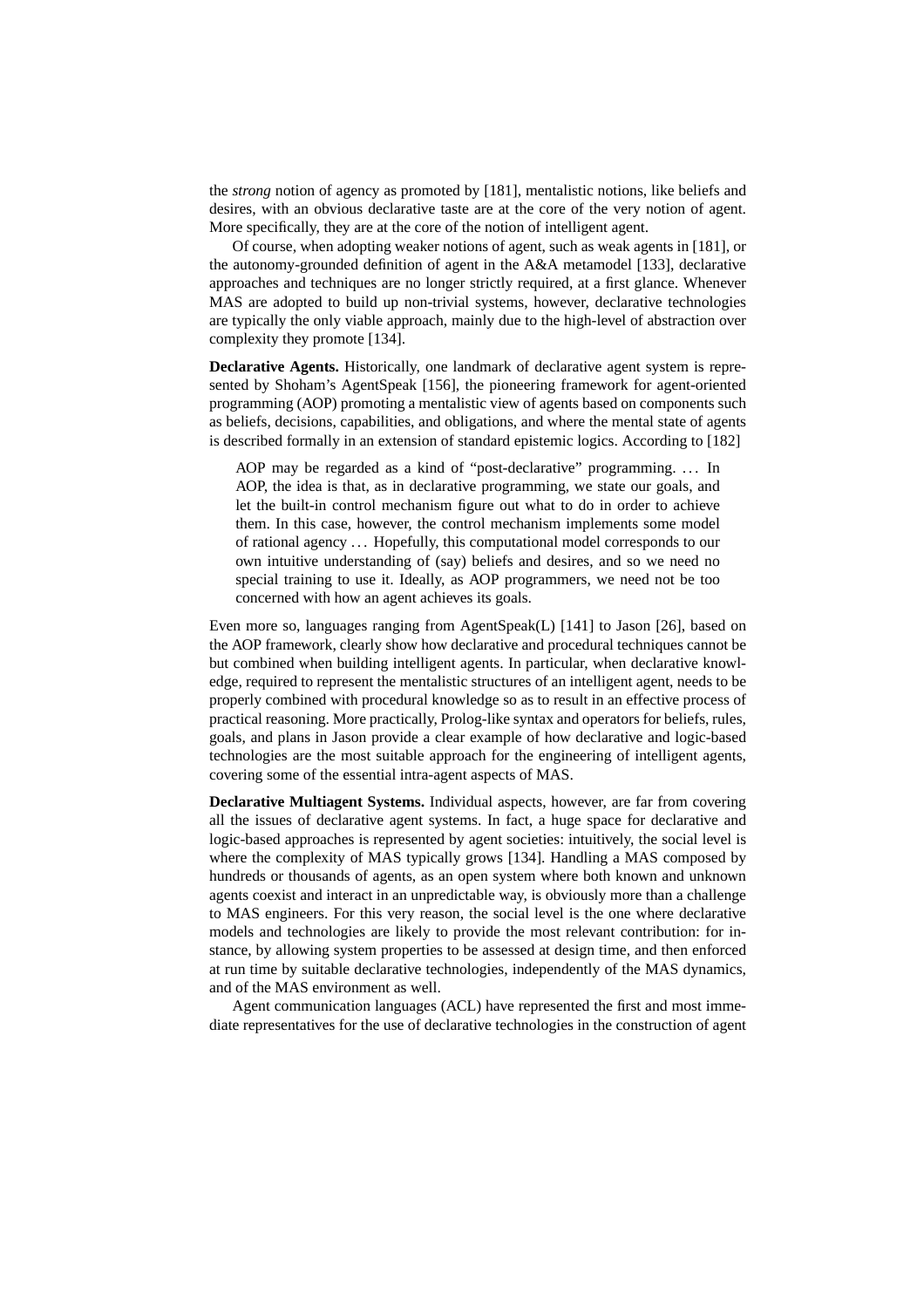the *strong* notion of agency as promoted by [181], mentalistic notions, like beliefs and desires, with an obvious declarative taste are at the core of the very notion of agent. More specifically, they are at the core of the notion of intelligent agent.

Of course, when adopting weaker notions of agent, such as weak agents in [181], or the autonomy-grounded definition of agent in the A&A metamodel [133], declarative approaches and techniques are no longer strictly required, at a first glance. Whenever MAS are adopted to build up non-trivial systems, however, declarative technologies are typically the only viable approach, mainly due to the high-level of abstraction over complexity they promote [134].

**Declarative Agents.** Historically, one landmark of declarative agent system is represented by Shoham's AgentSpeak [156], the pioneering framework for agent-oriented programming (AOP) promoting a mentalistic view of agents based on components such as beliefs, decisions, capabilities, and obligations, and where the mental state of agents is described formally in an extension of standard epistemic logics. According to [182]

> AOP may be regarded as a kind of "post-declarative" programming. ... In AOP, the idea is that, as in declarative programming, we state our goals, and let the built-in control mechanism figure out what to do in order to achieve them. In this case, however, the control mechanism implements some model of rational agency ... Hopefully, this computational model corresponds to our own intuitive understanding of (say) beliefs and desires, and so we need no special training to use it. Ideally, as AOP programmers, we need not be too concerned with how an agent achieves its goals.

Even more so, languages ranging from AgentSpeak(L) [141] to Jason [26], based on the AOP framework, clearly show how declarative and procedural techniques cannot be but combined when building intelligent agents. In particular, when declarative knowledge, required to represent the mentalistic structures of an intelligent agent, needs to be properly combined with procedural knowledge so as to result in an effective process of practical reasoning. More practically, Prolog-like syntax and operators for beliefs, rules, goals, and plans in Jason provide a clear example of how declarative and logic-based technologies are the most suitable approach for the engineering of intelligent agents, covering some of the essential intra-agent aspects of MAS.

**Declarative Multiagent Systems.** Individual aspects, however, are far from covering all the issues of declarative agent systems. In fact, a huge space for declarative and logic-based approaches is represented by agent societies: intuitively, the social level is where the complexity of MAS typically grows [134]. Handling a MAS composed by hundreds or thousands of agents, as an open system where both known and unknown agents coexist and interact in an unpredictable way, is obviously more than a challenge to MAS engineers. For this very reason, the social level is the one where declarative models and technologies are likely to provide the most relevant contribution: for instance, by allowing system properties to be assessed at design time, and then enforced at run time by suitable declarative technologies, independently of the MAS dynamics, and of the MAS environment as well.

Agent communication languages (ACL) have represented the first and most immediate representatives for the use of declarative technologies in the construction of agent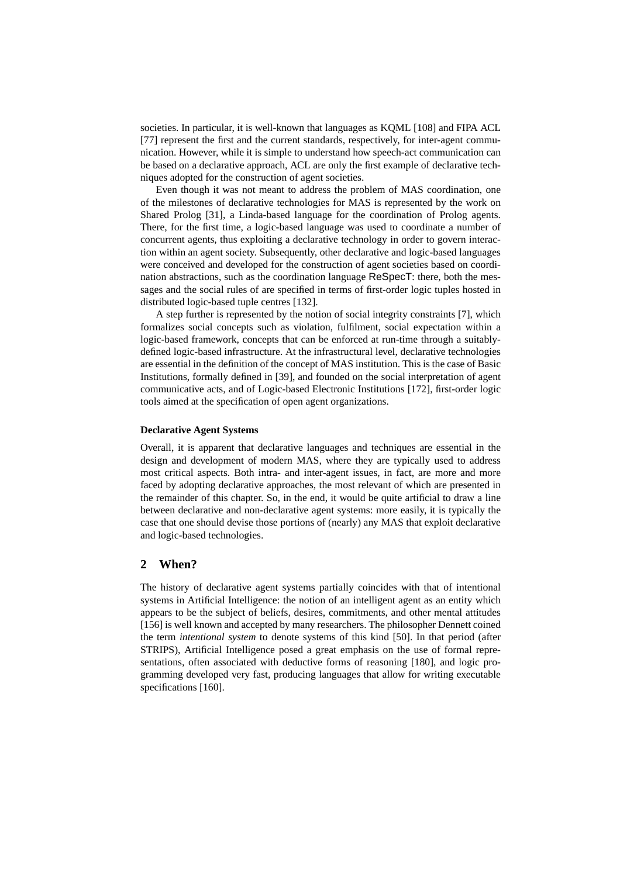societies. In particular, it is well-known that languages as KQML [108] and FIPA ACL [77] represent the first and the current standards, respectively, for inter-agent communication. However, while it is simple to understand how speech-act communication can be based on a declarative approach, ACL are only the first example of declarative techniques adopted for the construction of agent societies.

Even though it was not meant to address the problem of MAS coordination, one of the milestones of declarative technologies for MAS is represented by the work on Shared Prolog [31], a Linda-based language for the coordination of Prolog agents. There, for the first time, a logic-based language was used to coordinate a number of concurrent agents, thus exploiting a declarative technology in order to govern interaction within an agent society. Subsequently, other declarative and logic-based languages were conceived and developed for the construction of agent societies based on coordination abstractions, such as the coordination language ReSpecT: there, both the messages and the social rules of are specified in terms of first-order logic tuples hosted in distributed logic-based tuple centres [132].

A step further is represented by the notion of social integrity constraints [7], which formalizes social concepts such as violation, fulfilment, social expectation within a logic-based framework, concepts that can be enforced at run-time through a suitably-defined logic-based infrastructure. At the infrastructural level, declarative technologies are essential in the definition of the concept of MAS institution. This is the case of Basic Institutions, formally defined in [39], and founded on the social interpretation of agent communicative acts, and of Logic-based Electronic Institutions [172], first-order logic tools aimed at the specification of open agent organizations.

#### Declarative Agent Systems

Overall, it is apparent that declarative languages and techniques are essential in the design and development of modern MAS, where they are typically used to address most critical aspects. Both intra- and inter-agent issues, in fact, are more and more faced by adopting declarative approaches, the most relevant of which are presented in the remainder of this chapter. So, in the end, it would be quite artificial to draw a line between declarative and non-declarative agent systems: more easily, it is typically the case that one should devise those portions of (nearly) any MAS that exploit declarative and logic-based technologies.

## 2 When?

The history of declarative agent systems partially coincides with that of intentional systems in Artificial Intelligence: the notion of an intelligent agent as an entity which appears to be the subject of beliefs, desires, commitments, and other mental attitudes [156] is well known and accepted by many researchers. The philosopher Dennett coined the term *intentional system* to denote systems of this kind [50]. In that period (after STRIPS), Artificial Intelligence posed a great emphasis on the use of formal representations, often associated with deductive forms of reasoning [180], and logic programming developed very fast, producing languages that allow for writing executable specifications [160].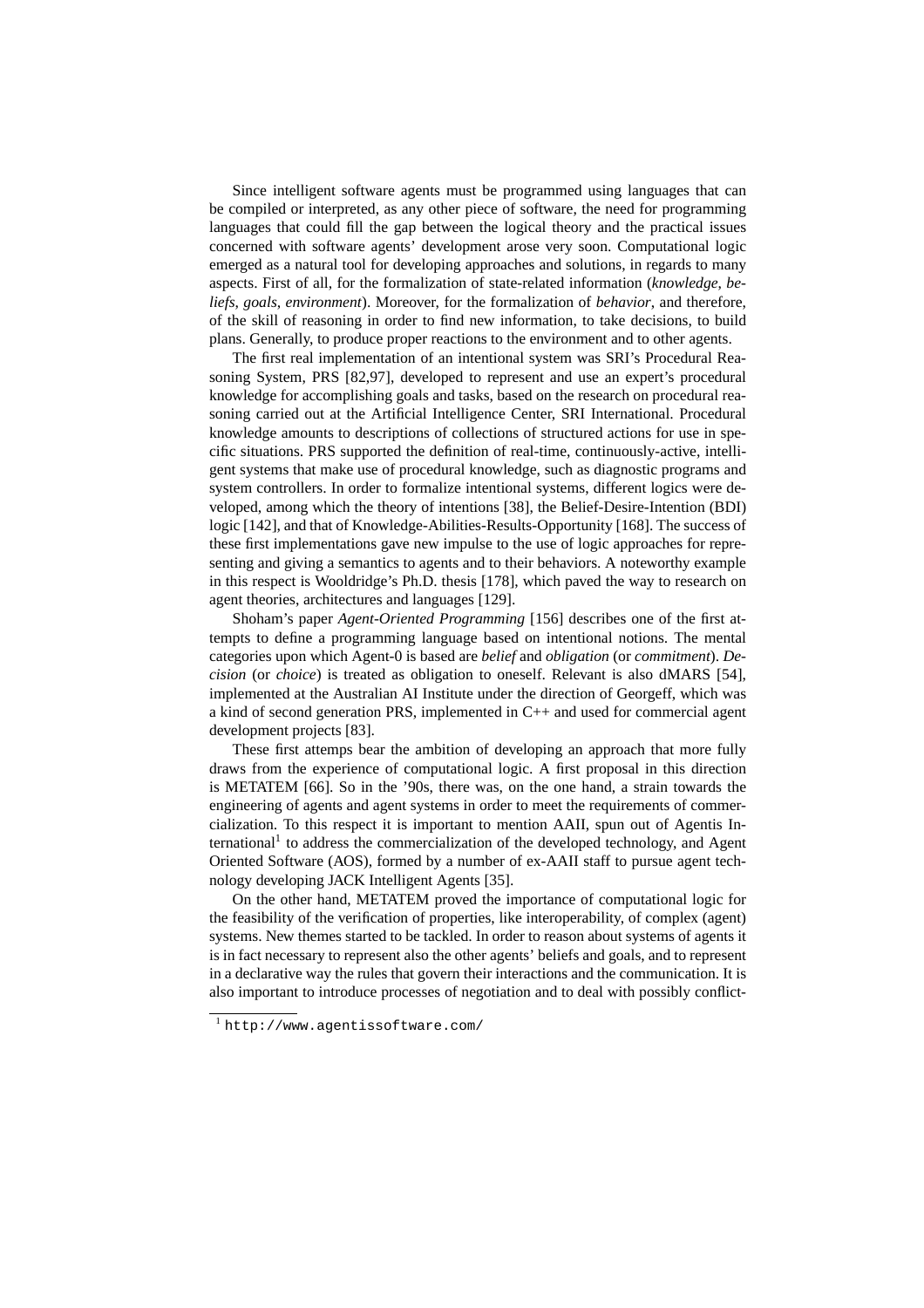Since intelligent software agents must be programmed using languages that can be compiled or interpreted, as any other piece of software, the need for programming languages that could fill the gap between the logical theory and the practical issues concerned with software agents' development arose very soon. Computational logic emerged as a natural tool for developing approaches and solutions, in regards to many aspects. First of all, for the formalization of state-related information (*knowledge*, *beliefs*, *goals*, *environment*). Moreover, for the formalization of *behavior*, and therefore, of the skill of reasoning in order to find new information, to take decisions, to build plans. Generally, to produce proper reactions to the environment and to other agents.

The first real implementation of an intentional system was SRI's Procedural Reasoning System, PRS [82,97], developed to represent and use an expert's procedural knowledge for accomplishing goals and tasks, based on the research on procedural reasoning carried out at the Artificial Intelligence Center, SRI International. Procedural knowledge amounts to descriptions of collections of structured actions for use in specific situations. PRS supported the definition of real-time, continuously-active, intelligent systems that make use of procedural knowledge, such as diagnostic programs and system controllers. In order to formalize intentional systems, different logics were developed, among which the theory of intentions [38], the Belief-Desire-Intention (BDI) logic [142], and that of Knowledge-Abilities-Results-Opportunity [168]. The success of these first implementations gave new impulse to the use of logic approaches for representing and giving a semantics to agents and to their behaviors. A noteworthy example in this respect is Wooldridge's Ph.D. thesis [178], which paved the way to research on agent theories, architectures and languages [129].

Shoham's paper *Agent-Oriented Programming* [156] describes one of the first attempts to define a programming language based on intentional notions. The mental categories upon which Agent-0 is based are *belief* and *obligation* (or *commitment*). *Decision* (or *choice*) is treated as obligation to oneself. Relevant is also dMARS [54], implemented at the Australian AI Institute under the direction of Georgeff, which was a kind of second generation PRS, implemented in C++ and used for commercial agent development projects [83].

These first attemps bear the ambition of developing an approach that more fully draws from the experience of computational logic. A first proposal in this direction is METATEM [66]. So in the '90s, there was, on the one hand, a strain towards the engineering of agents and agent systems in order to meet the requirements of commercialization. To this respect it is important to mention AAII, spun out of Agentis International[1] to address the commercialization of the developed technology, and Agent Oriented Software (AOS), formed by a number of ex-AAII staff to pursue agent technology developing JACK Intelligent Agents [35].

On the other hand, METATEM proved the importance of computational logic for the feasibility of the verification of properties, like interoperability, of complex (agent) systems. New themes started to be tackled. In order to reason about systems of agents it is in fact necessary to represent also the other agents' beliefs and goals, and to represent in a declarative way the rules that govern their interactions and the communication. It is also important to introduce processes of negotiation and to deal with possibly conflict-

[1] http://www.agentissoftware.com/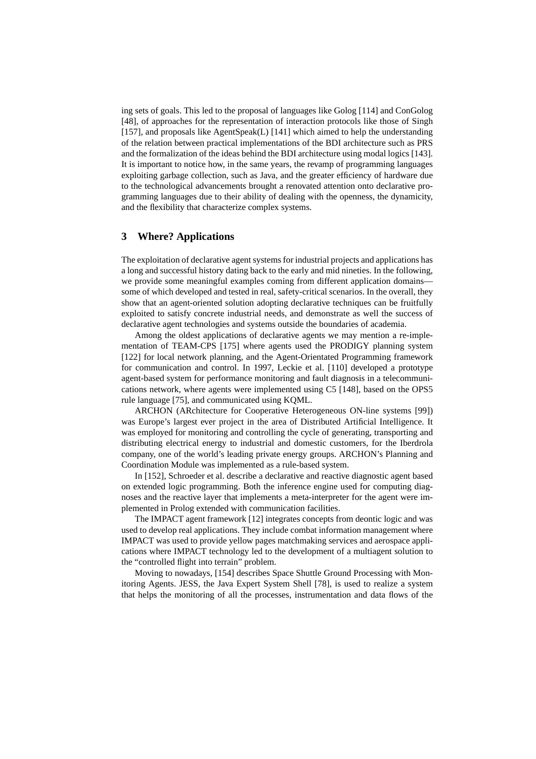ing sets of goals. This led to the proposal of languages like Golog [114] and ConGolog [48], of approaches for the representation of interaction protocols like those of Singh [157], and proposals like AgentSpeak(L) [141] which aimed to help the understanding of the relation between practical implementations of the BDI architecture such as PRS and the formalization of the ideas behind the BDI architecture using modal logics [143]. It is important to notice how, in the same years, the revamp of programming languages exploiting garbage collection, such as Java, and the greater efficiency of hardware due to the technological advancements brought a renovated attention onto declarative programming languages due to their ability of dealing with the openness, the dynamicity, and the flexibility that characterize complex systems.

## 3 Where? Applications

The exploitation of declarative agent systems for industrial projects and applications has a long and successful history dating back to the early and mid nineties. In the following, we provide some meaningful examples coming from different application domains—some of which developed and tested in real, safety-critical scenarios. In the overall, they show that an agent-oriented solution adopting declarative techniques can be fruitfully exploited to satisfy concrete industrial needs, and demonstrate as well the success of declarative agent technologies and systems outside the boundaries of academia.

Among the oldest applications of declarative agents we may mention a re-implementation of TEAM-CPS [175] where agents used the PRODIGY planning system [122] for local network planning, and the Agent-Orientated Programming framework for communication and control. In 1997, Leckie et al. [110] developed a prototype agent-based system for performance monitoring and fault diagnosis in a telecommunications network, where agents were implemented using C5 [148], based on the OPS5 rule language [75], and communicated using KQML.

ARCHON (ARchitecture for Cooperative Heterogeneous ON-line systems [99]) was Europe's largest ever project in the area of Distributed Artificial Intelligence. It was employed for monitoring and controlling the cycle of generating, transporting and distributing electrical energy to industrial and domestic customers, for the Iberdrola company, one of the world's leading private energy groups. ARCHON's Planning and Coordination Module was implemented as a rule-based system.

In [152], Schroeder et al. describe a declarative and reactive diagnostic agent based on extended logic programming. Both the inference engine used for computing diagnoses and the reactive layer that implements a meta-interpreter for the agent were implemented in Prolog extended with communication facilities.

The IMPACT agent framework [12] integrates concepts from deontic logic and was used to develop real applications. They include combat information management where IMPACT was used to provide yellow pages matchmaking services and aerospace applications where IMPACT technology led to the development of a multiagent solution to the "controlled flight into terrain" problem.

Moving to nowadays, [154] describes Space Shuttle Ground Processing with Monitoring Agents. JESS, the Java Expert System Shell [78], is used to realize a system that helps the monitoring of all the processes, instrumentation and data flows of the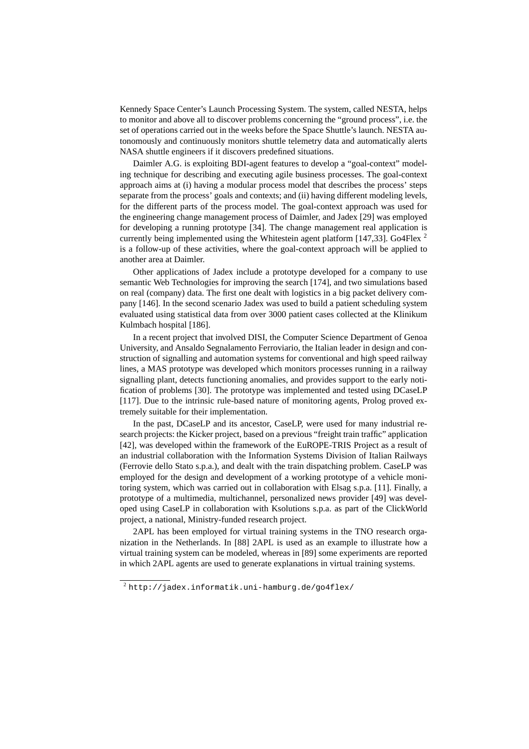Kennedy Space Center's Launch Processing System. The system, called NESTA, helps to monitor and above all to discover problems concerning the "ground process", i.e. the set of operations carried out in the weeks before the Space Shuttle's launch. NESTA autonomously and continuously monitors shuttle telemetry data and automatically alerts NASA shuttle engineers if it discovers predefined situations.

Daimler A.G. is exploiting BDI-agent features to develop a "goal-context" modeling technique for describing and executing agile business processes. The goal-context approach aims at (i) having a modular process model that describes the process' steps separate from the process' goals and contexts; and (ii) having different modeling levels, for the different parts of the process model. The goal-context approach was used for the engineering change management process of Daimler, and Jadex [29] was employed for developing a running prototype [34]. The change management real application is currently being implemented using the Whitestein agent platform [147,33]. Go4Flex [2] is a follow-up of these activities, where the goal-context approach will be applied to another area at Daimler.

Other applications of Jadex include a prototype developed for a company to use semantic Web Technologies for improving the search [174], and two simulations based on real (company) data. The first one dealt with logistics in a big packet delivery company [146]. In the second scenario Jadex was used to build a patient scheduling system evaluated using statistical data from over 3000 patient cases collected at the Klinikum Kulmbach hospital [186].

In a recent project that involved DISI, the Computer Science Department of Genoa University, and Ansaldo Segnalamento Ferroviario, the Italian leader in design and construction of signalling and automation systems for conventional and high speed railway lines, a MAS prototype was developed which monitors processes running in a railway signalling plant, detects functioning anomalies, and provides support to the early notification of problems [30]. The prototype was implemented and tested using DCaseLP [117]. Due to the intrinsic rule-based nature of monitoring agents, Prolog proved extremely suitable for their implementation.

In the past, DCaseLP and its ancestor, CaseLP, were used for many industrial research projects: the Kicker project, based on a previous "freight train traffic" application [42], was developed within the framework of the EuROPE-TRIS Project as a result of an industrial collaboration with the Information Systems Division of Italian Railways (Ferrovie dello Stato s.p.a.), and dealt with the train dispatching problem. CaseLP was employed for the design and development of a working prototype of a vehicle monitoring system, which was carried out in collaboration with Elsag s.p.a. [11]. Finally, a prototype of a multimedia, multichannel, personalized news provider [49] was developed using CaseLP in collaboration with Ksolutions s.p.a. as part of the ClickWorld project, a national, Ministry-funded research project.

2APL has been employed for virtual training systems in the TNO research organization in the Netherlands. In [88] 2APL is used as an example to illustrate how a virtual training system can be modeled, whereas in [89] some experiments are reported in which 2APL agents are used to generate explanations in virtual training systems.

---

[2] `http://jadex.informatik.uni-hamburg.de/go4flex/`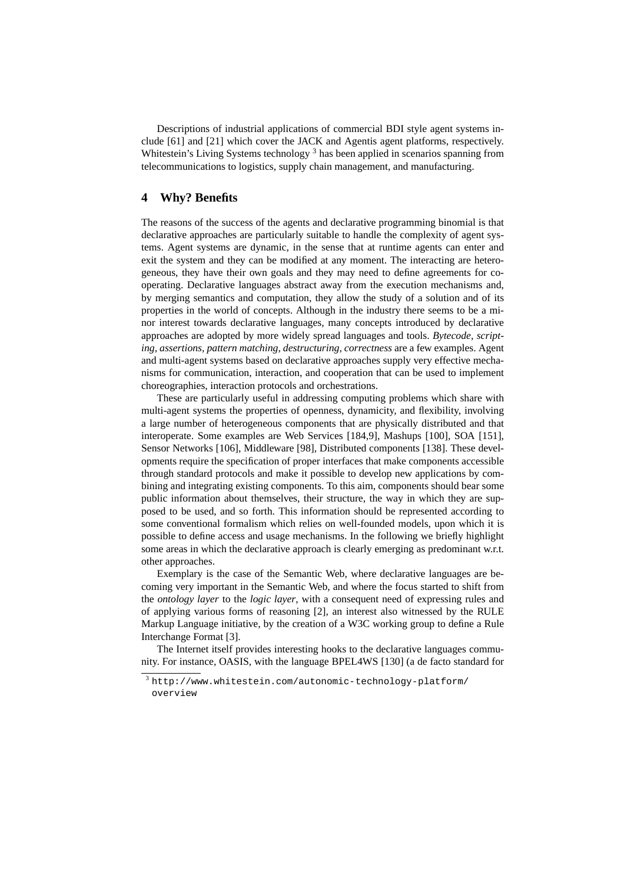Descriptions of industrial applications of commercial BDI style agent systems include [61] and [21] which cover the JACK and Agentis agent platforms, respectively. Whitestein's Living Systems technology [3] has been applied in scenarios spanning from telecommunications to logistics, supply chain management, and manufacturing.

## 4 Why? Benefits

The reasons of the success of the agents and declarative programming binomial is that declarative approaches are particularly suitable to handle the complexity of agent systems. Agent systems are dynamic, in the sense that at runtime agents can enter and exit the system and they can be modified at any moment. The interacting are heterogeneous, they have their own goals and they may need to define agreements for cooperating. Declarative languages abstract away from the execution mechanisms and, by merging semantics and computation, they allow the study of a solution and of its properties in the world of concepts. Although in the industry there seems to be a minor interest towards declarative languages, many concepts introduced by declarative approaches are adopted by more widely spread languages and tools. *Bytecode*, *scripting*, *assertions*, *pattern matching*, *destructuring*, *correctness* are a few examples. Agent and multi-agent systems based on declarative approaches supply very effective mechanisms for communication, interaction, and cooperation that can be used to implement choreographies, interaction protocols and orchestrations.

These are particularly useful in addressing computing problems which share with multi-agent systems the properties of openness, dynamicity, and flexibility, involving a large number of heterogeneous components that are physically distributed and that interoperate. Some examples are Web Services [184,9], Mashups [100], SOA [151], Sensor Networks [106], Middleware [98], Distributed components [138]. These developments require the specification of proper interfaces that make components accessible through standard protocols and make it possible to develop new applications by combining and integrating existing components. To this aim, components should bear some public information about themselves, their structure, the way in which they are supposed to be used, and so forth. This information should be represented according to some conventional formalism which relies on well-founded models, upon which it is possible to define access and usage mechanisms. In the following we briefly highlight some areas in which the declarative approach is clearly emerging as predominant w.r.t. other approaches.

Exemplary is the case of the Semantic Web, where declarative languages are becoming very important in the Semantic Web, and where the focus started to shift from the *ontology layer* to the *logic layer*, with a consequent need of expressing rules and of applying various forms of reasoning [2], an interest also witnessed by the RULE Markup Language initiative, by the creation of a W3C working group to define a Rule Interchange Format [3].

The Internet itself provides interesting hooks to the declarative languages community. For instance, OASIS, with the language BPEL4WS [130] (a de facto standard for

[3] http://www.whitestein.com/autonomic-technology-platform/overview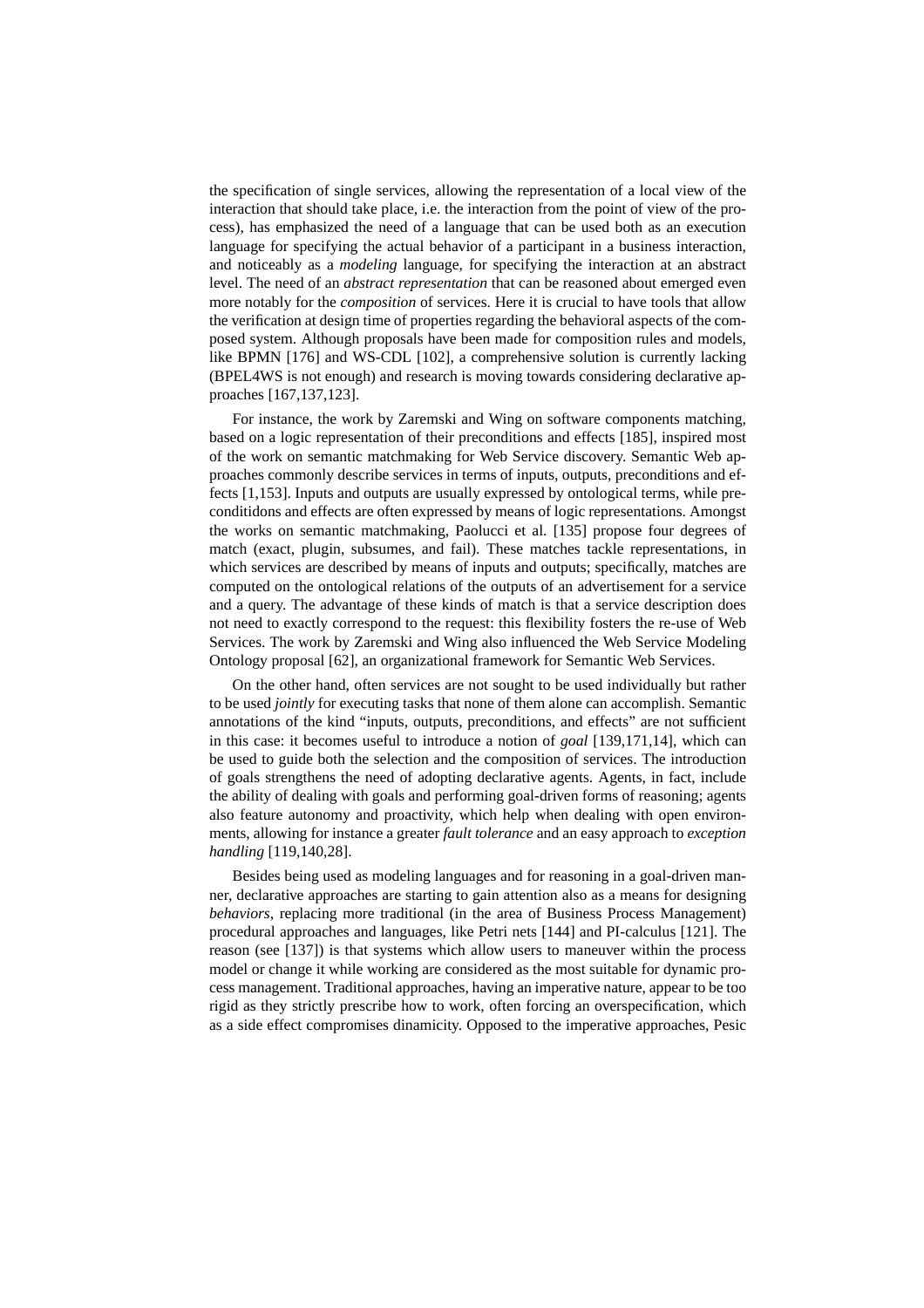the specification of single services, allowing the representation of a local view of the interaction that should take place, i.e. the interaction from the point of view of the process), has emphasized the need of a language that can be used both as an execution language for specifying the actual behavior of a participant in a business interaction, and noticeably as a *modeling* language, for specifying the interaction at an abstract level. The need of an *abstract representation* that can be reasoned about emerged even more notably for the *composition* of services. Here it is crucial to have tools that allow the verification at design time of properties regarding the behavioral aspects of the composed system. Although proposals have been made for composition rules and models, like BPMN [176] and WS-CDL [102], a comprehensive solution is currently lacking (BPEL4WS is not enough) and research is moving towards considering declarative approaches [167,137,123].

For instance, the work by Zaremski and Wing on software components matching, based on a logic representation of their preconditions and effects [185], inspired most of the work on semantic matchmaking for Web Service discovery. Semantic Web approaches commonly describe services in terms of inputs, outputs, preconditions and effects [1,153]. Inputs and outputs are usually expressed by ontological terms, while preconditidons and effects are often expressed by means of logic representations. Amongst the works on semantic matchmaking, Paolucci et al. [135] propose four degrees of match (exact, plugin, subsumes, and fail). These matches tackle representations, in which services are described by means of inputs and outputs; specifically, matches are computed on the ontological relations of the outputs of an advertisement for a service and a query. The advantage of these kinds of match is that a service description does not need to exactly correspond to the request: this flexibility fosters the re-use of Web Services. The work by Zaremski and Wing also influenced the Web Service Modeling Ontology proposal [62], an organizational framework for Semantic Web Services.

On the other hand, often services are not sought to be used individually but rather to be used *jointly* for executing tasks that none of them alone can accomplish. Semantic annotations of the kind "inputs, outputs, preconditions, and effects" are not sufficient in this case: it becomes useful to introduce a notion of *goal* [139,171,14], which can be used to guide both the selection and the composition of services. The introduction of goals strengthens the need of adopting declarative agents. Agents, in fact, include the ability of dealing with goals and performing goal-driven forms of reasoning; agents also feature autonomy and proactivity, which help when dealing with open environments, allowing for instance a greater *fault tolerance* and an easy approach to *exception handling* [119,140,28].

Besides being used as modeling languages and for reasoning in a goal-driven manner, declarative approaches are starting to gain attention also as a means for designing *behaviors*, replacing more traditional (in the area of Business Process Management) procedural approaches and languages, like Petri nets [144] and PI-calculus [121]. The reason (see [137]) is that systems which allow users to maneuver within the process model or change it while working are considered as the most suitable for dynamic process management. Traditional approaches, having an imperative nature, appear to be too rigid as they strictly prescribe how to work, often forcing an overspecification, which as a side effect compromises dinamicity. Opposed to the imperative approaches, Pesic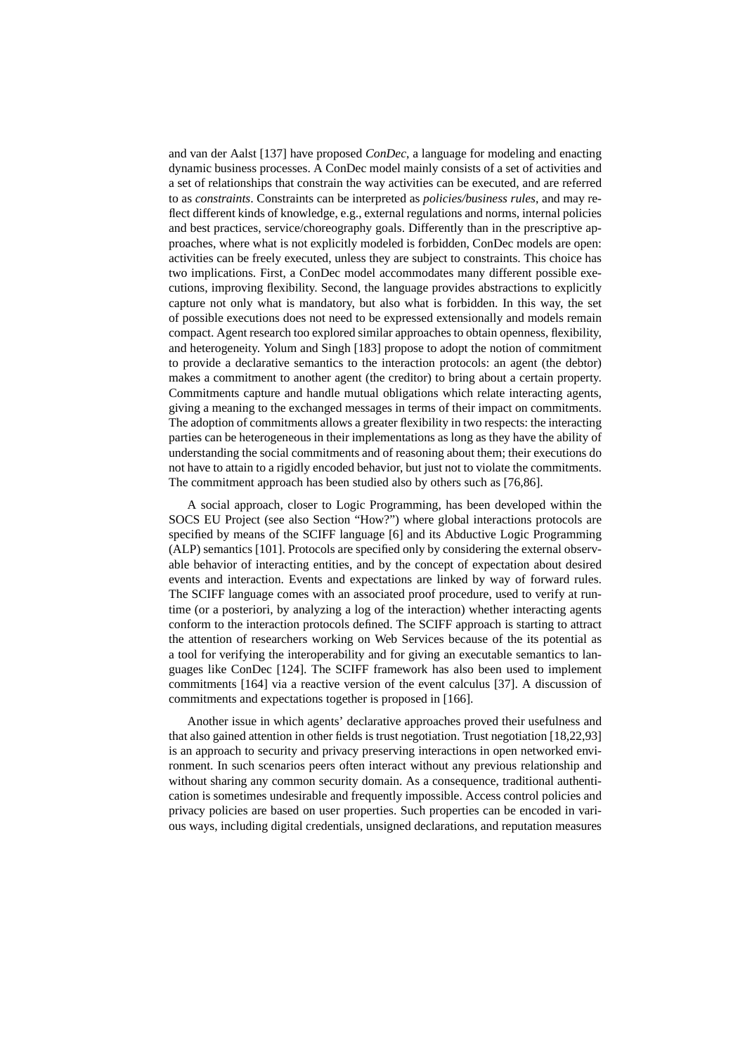and van der Aalst [137] have proposed *ConDec*, a language for modeling and enacting dynamic business processes. A ConDec model mainly consists of a set of activities and a set of relationships that constrain the way activities can be executed, and are referred to as *constraints*. Constraints can be interpreted as *policies/business rules*, and may reflect different kinds of knowledge, e.g., external regulations and norms, internal policies and best practices, service/choreography goals. Differently than in the prescriptive approaches, where what is not explicitly modeled is forbidden, ConDec models are open: activities can be freely executed, unless they are subject to constraints. This choice has two implications. First, a ConDec model accommodates many different possible executions, improving flexibility. Second, the language provides abstractions to explicitly capture not only what is mandatory, but also what is forbidden. In this way, the set of possible executions does not need to be expressed extensionally and models remain compact. Agent research too explored similar approaches to obtain openness, flexibility, and heterogeneity. Yolum and Singh [183] propose to adopt the notion of commitment to provide a declarative semantics to the interaction protocols: an agent (the debtor) makes a commitment to another agent (the creditor) to bring about a certain property. Commitments capture and handle mutual obligations which relate interacting agents, giving a meaning to the exchanged messages in terms of their impact on commitments. The adoption of commitments allows a greater flexibility in two respects: the interacting parties can be heterogeneous in their implementations as long as they have the ability of understanding the social commitments and of reasoning about them; their executions do not have to attain to a rigidly encoded behavior, but just not to violate the commitments. The commitment approach has been studied also by others such as [76,86].

A social approach, closer to Logic Programming, has been developed within the SOCS EU Project (see also Section "How?") where global interactions protocols are specified by means of the SCIFF language [6] and its Abductive Logic Programming (ALP) semantics [101]. Protocols are specified only by considering the external observable behavior of interacting entities, and by the concept of expectation about desired events and interaction. Events and expectations are linked by way of forward rules. The SCIFF language comes with an associated proof procedure, used to verify at runtime (or a posteriori, by analyzing a log of the interaction) whether interacting agents conform to the interaction protocols defined. The SCIFF approach is starting to attract the attention of researchers working on Web Services because of the its potential as a tool for verifying the interoperability and for giving an executable semantics to languages like ConDec [124]. The SCIFF framework has also been used to implement commitments [164] via a reactive version of the event calculus [37]. A discussion of commitments and expectations together is proposed in [166].

Another issue in which agents' declarative approaches proved their usefulness and that also gained attention in other fields is trust negotiation. Trust negotiation [18,22,93] is an approach to security and privacy preserving interactions in open networked environment. In such scenarios peers often interact without any previous relationship and without sharing any common security domain. As a consequence, traditional authentication is sometimes undesirable and frequently impossible. Access control policies and privacy policies are based on user properties. Such properties can be encoded in various ways, including digital credentials, unsigned declarations, and reputation measures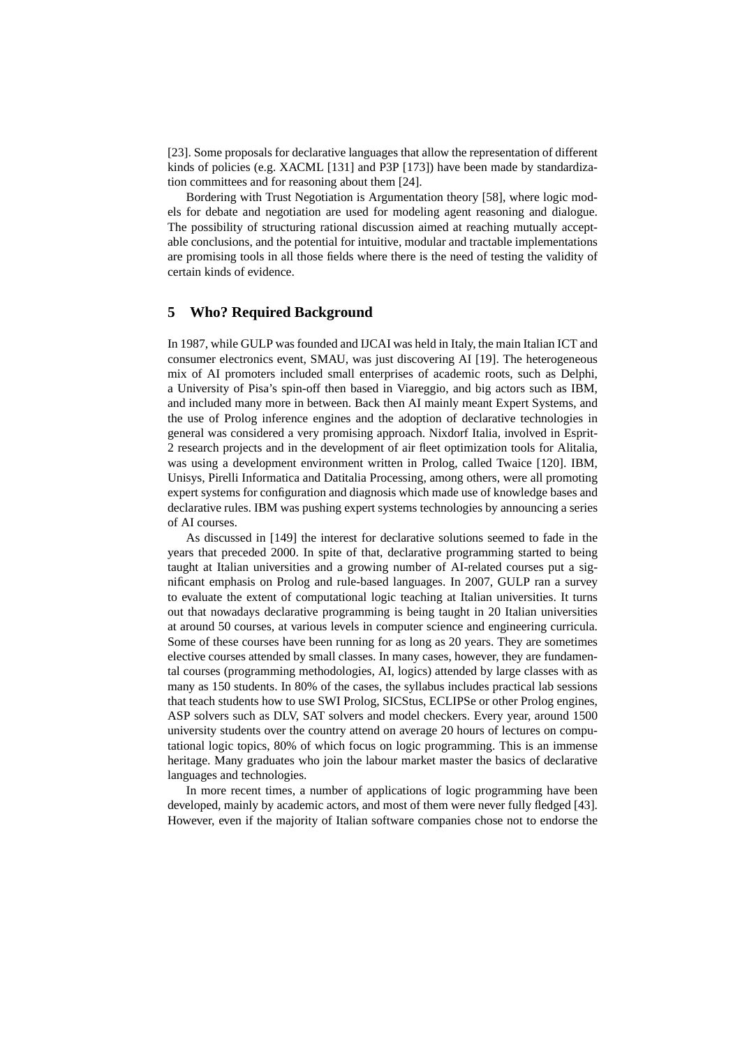[23]. Some proposals for declarative languages that allow the representation of different kinds of policies (e.g. XACML [131] and P3P [173]) have been made by standardization committees and for reasoning about them [24].

Bordering with Trust Negotiation is Argumentation theory [58], where logic models for debate and negotiation are used for modeling agent reasoning and dialogue. The possibility of structuring rational discussion aimed at reaching mutually acceptable conclusions, and the potential for intuitive, modular and tractable implementations are promising tools in all those fields where there is the need of testing the validity of certain kinds of evidence.

## 5 Who? Required Background

In 1987, while GULP was founded and IJCAI was held in Italy, the main Italian ICT and consumer electronics event, SMAU, was just discovering AI [19]. The heterogeneous mix of AI promoters included small enterprises of academic roots, such as Delphi, a University of Pisa's spin-off then based in Viareggio, and big actors such as IBM, and included many more in between. Back then AI mainly meant Expert Systems, and the use of Prolog inference engines and the adoption of declarative technologies in general was considered a very promising approach. Nixdorf Italia, involved in Esprit-2 research projects and in the development of air fleet optimization tools for Alitalia, was using a development environment written in Prolog, called Twaice [120]. IBM, Unisys, Pirelli Informatica and Datitalia Processing, among others, were all promoting expert systems for configuration and diagnosis which made use of knowledge bases and declarative rules. IBM was pushing expert systems technologies by announcing a series of AI courses.

As discussed in [149] the interest for declarative solutions seemed to fade in the years that preceded 2000. In spite of that, declarative programming started to being taught at Italian universities and a growing number of AI-related courses put a significant emphasis on Prolog and rule-based languages. In 2007, GULP ran a survey to evaluate the extent of computational logic teaching at Italian universities. It turns out that nowadays declarative programming is being taught in 20 Italian universities at around 50 courses, at various levels in computer science and engineering curricula. Some of these courses have been running for as long as 20 years. They are sometimes elective courses attended by small classes. In many cases, however, they are fundamental courses (programming methodologies, AI, logics) attended by large classes with as many as 150 students. In 80% of the cases, the syllabus includes practical lab sessions that teach students how to use SWI Prolog, SICStus, ECLIPSe or other Prolog engines, ASP solvers such as DLV, SAT solvers and model checkers. Every year, around 1500 university students over the country attend on average 20 hours of lectures on computational logic topics, 80% of which focus on logic programming. This is an immense heritage. Many graduates who join the labour market master the basics of declarative languages and technologies.

In more recent times, a number of applications of logic programming have been developed, mainly by academic actors, and most of them were never fully fledged [43]. However, even if the majority of Italian software companies chose not to endorse the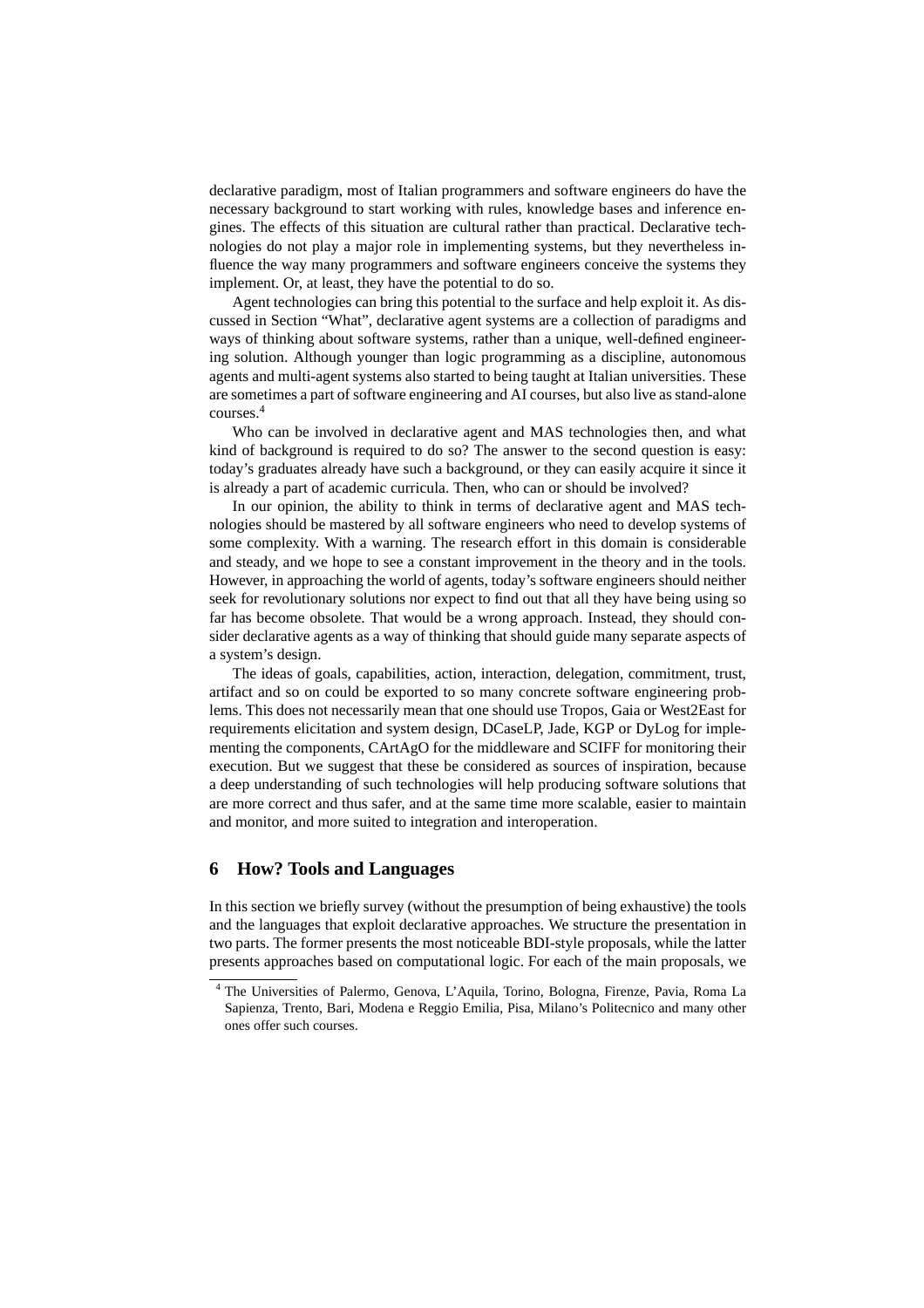declarative paradigm, most of Italian programmers and software engineers do have the necessary background to start working with rules, knowledge bases and inference engines. The effects of this situation are cultural rather than practical. Declarative technologies do not play a major role in implementing systems, but they nevertheless influence the way many programmers and software engineers conceive the systems they implement. Or, at least, they have the potential to do so.

Agent technologies can bring this potential to the surface and help exploit it. As discussed in Section "What", declarative agent systems are a collection of paradigms and ways of thinking about software systems, rather than a unique, well-defined engineering solution. Although younger than logic programming as a discipline, autonomous agents and multi-agent systems also started to being taught at Italian universities. These are sometimes a part of software engineering and AI courses, but also live as stand-alone courses.[4]

Who can be involved in declarative agent and MAS technologies then, and what kind of background is required to do so? The answer to the second question is easy: today's graduates already have such a background, or they can easily acquire it since it is already a part of academic curricula. Then, who can or should be involved?

In our opinion, the ability to think in terms of declarative agent and MAS technologies should be mastered by all software engineers who need to develop systems of some complexity. With a warning. The research effort in this domain is considerable and steady, and we hope to see a constant improvement in the theory and in the tools. However, in approaching the world of agents, today's software engineers should neither seek for revolutionary solutions nor expect to find out that all they have being using so far has become obsolete. That would be a wrong approach. Instead, they should consider declarative agents as a way of thinking that should guide many separate aspects of a system's design.

The ideas of goals, capabilities, action, interaction, delegation, commitment, trust, artifact and so on could be exported to so many concrete software engineering problems. This does not necessarily mean that one should use Tropos, Gaia or West2East for requirements elicitation and system design, DCaseLP, Jade, KGP or DyLog for implementing the components, CArtAgO for the middleware and SCIFF for monitoring their execution. But we suggest that these be considered as sources of inspiration, because a deep understanding of such technologies will help producing software solutions that are more correct and thus safer, and at the same time more scalable, easier to maintain and monitor, and more suited to integration and interoperation.

## 6 How? Tools and Languages

In this section we briefly survey (without the presumption of being exhaustive) the tools and the languages that exploit declarative approaches. We structure the presentation in two parts. The former presents the most noticeable BDI-style proposals, while the latter presents approaches based on computational logic. For each of the main proposals, we

[4] The Universities of Palermo, Genova, L'Aquila, Torino, Bologna, Firenze, Pavia, Roma La Sapienza, Trento, Bari, Modena e Reggio Emilia, Pisa, Milano's Politecnico and many other ones offer such courses.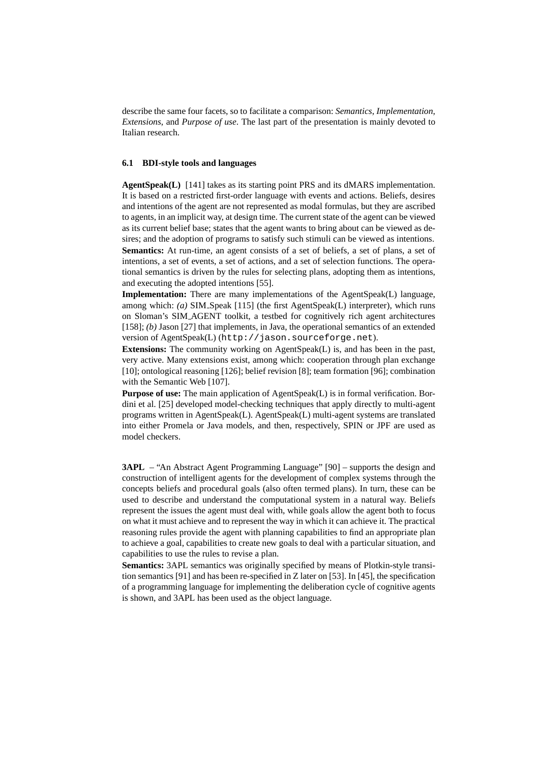describe the same four facets, so to facilitate a comparison: *Semantics*, *Implementation*, *Extensions*, and *Purpose of use*. The last part of the presentation is mainly devoted to Italian research.

### 6.1 BDI-style tools and languages

**AgentSpeak(L)** [141] takes as its starting point PRS and its dMARS implementation. It is based on a restricted first-order language with events and actions. Beliefs, desires and intentions of the agent are not represented as modal formulas, but they are ascribed to agents, in an implicit way, at design time. The current state of the agent can be viewed as its current belief base; states that the agent wants to bring about can be viewed as desires; and the adoption of programs to satisfy such stimuli can be viewed as intentions.

**Semantics:** At run-time, an agent consists of a set of beliefs, a set of plans, a set of intentions, a set of events, a set of actions, and a set of selection functions. The operational semantics is driven by the rules for selecting plans, adopting them as intentions, and executing the adopted intentions [55].

**Implementation:** There are many implementations of the AgentSpeak(L) language, among which: *(a)* SIM_Speak [115] (the first AgentSpeak(L) interpreter), which runs on Sloman's SIM_AGENT toolkit, a testbed for cognitively rich agent architectures [158]; *(b)* Jason [27] that implements, in Java, the operational semantics of an extended version of AgentSpeak(L) (`http://jason.sourceforge.net`).

**Extensions:** The community working on AgentSpeak(L) is, and has been in the past, very active. Many extensions exist, among which: cooperation through plan exchange [10]; ontological reasoning [126]; belief revision [8]; team formation [96]; combination with the Semantic Web [107].

**Purpose of use:** The main application of AgentSpeak(L) is in formal verification. Bordini et al. [25] developed model-checking techniques that apply directly to multi-agent programs written in AgentSpeak(L). AgentSpeak(L) multi-agent systems are translated into either Promela or Java models, and then, respectively, SPIN or JPF are used as model checkers.

**3APL** – "An Abstract Agent Programming Language" [90] – supports the design and construction of intelligent agents for the development of complex systems through the concepts beliefs and procedural goals (also often termed plans). In turn, these can be used to describe and understand the computational system in a natural way. Beliefs represent the issues the agent must deal with, while goals allow the agent both to focus on what it must achieve and to represent the way in which it can achieve it. The practical reasoning rules provide the agent with planning capabilities to find an appropriate plan to achieve a goal, capabilities to create new goals to deal with a particular situation, and capabilities to use the rules to revise a plan.

**Semantics:** 3APL semantics was originally specified by means of Plotkin-style transition semantics [91] and has been re-specified in Z later on [53]. In [45], the specification of a programming language for implementing the deliberation cycle of cognitive agents is shown, and 3APL has been used as the object language.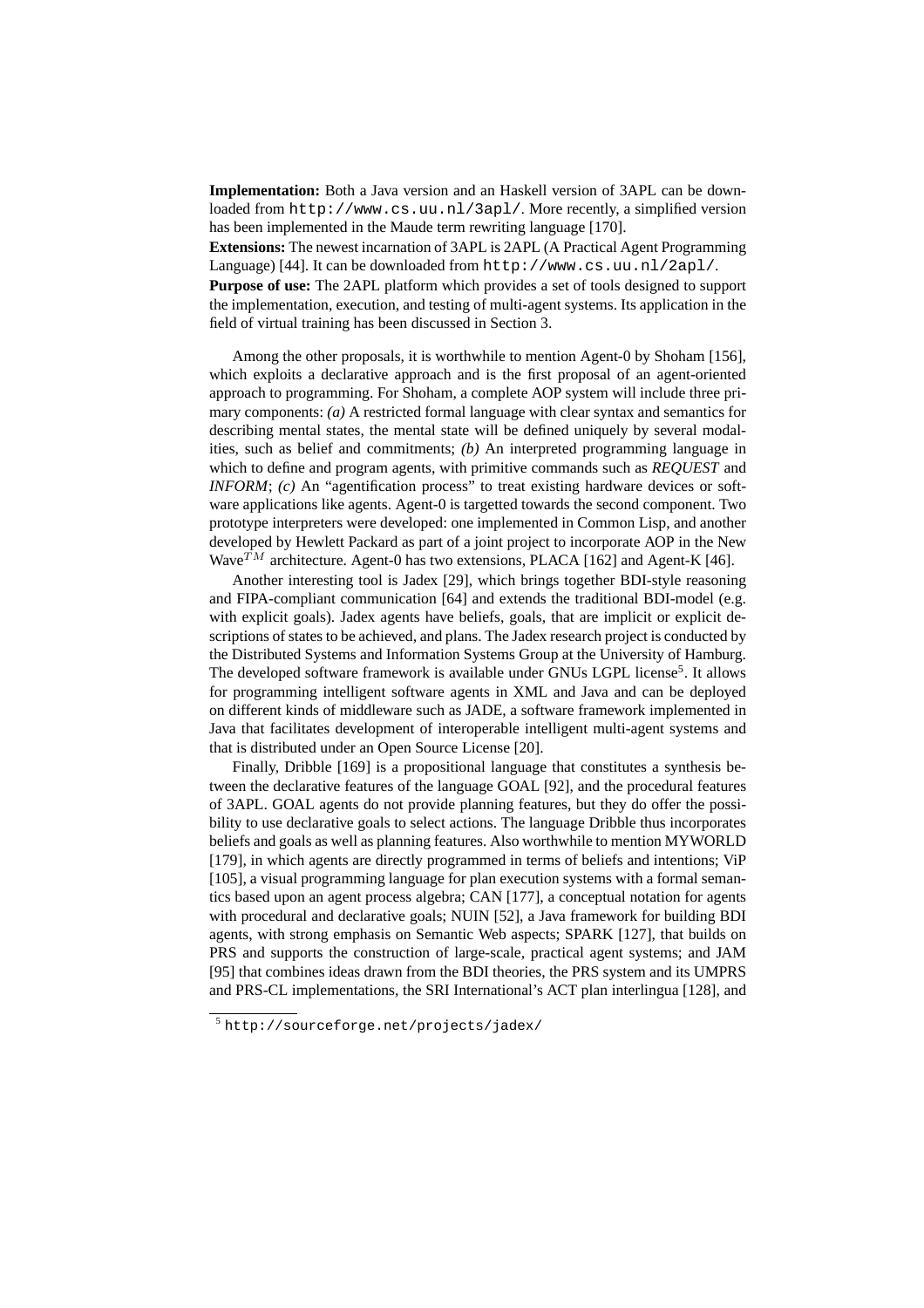**Implementation:** Both a Java version and an Haskell version of 3APL can be downloaded from `http://www.cs.uu.nl/3apl/`. More recently, a simplified version has been implemented in the Maude term rewriting language [170].

**Extensions:** The newest incarnation of 3APL is 2APL (A Practical Agent Programming Language) [44]. It can be downloaded from `http://www.cs.uu.nl/2apl/`.

**Purpose of use:** The 2APL platform which provides a set of tools designed to support the implementation, execution, and testing of multi-agent systems. Its application in the field of virtual training has been discussed in Section 3.

Among the other proposals, it is worthwhile to mention Agent-0 by Shoham [156], which exploits a declarative approach and is the first proposal of an agent-oriented approach to programming. For Shoham, a complete AOP system will include three primary components: *(a)* A restricted formal language with clear syntax and semantics for describing mental states, the mental state will be defined uniquely by several modalities, such as belief and commitments; *(b)* An interpreted programming language in which to define and program agents, with primitive commands such as *REQUEST* and *INFORM*; *(c)* An "agentification process" to treat existing hardware devices or software applications like agents. Agent-0 is targetted towards the second component. Two prototype interpreters were developed: one implemented in Common Lisp, and another developed by Hewlett Packard as part of a joint project to incorporate AOP in the New Wave$^{TM}$ architecture. Agent-0 has two extensions, PLACA [162] and Agent-K [46].

Another interesting tool is Jadex [29], which brings together BDI-style reasoning and FIPA-compliant communication [64] and extends the traditional BDI-model (e.g. with explicit goals). Jadex agents have beliefs, goals, that are implicit or explicit descriptions of states to be achieved, and plans. The Jadex research project is conducted by the Distributed Systems and Information Systems Group at the University of Hamburg. The developed software framework is available under GNUs LGPL license[5]. It allows for programming intelligent software agents in XML and Java and can be deployed on different kinds of middleware such as JADE, a software framework implemented in Java that facilitates development of interoperable intelligent multi-agent systems and that is distributed under an Open Source License [20].

Finally, Dribble [169] is a propositional language that constitutes a synthesis between the declarative features of the language GOAL [92], and the procedural features of 3APL. GOAL agents do not provide planning features, but they do offer the possibility to use declarative goals to select actions. The language Dribble thus incorporates beliefs and goals as well as planning features. Also worthwhile to mention MYWORLD [179], in which agents are directly programmed in terms of beliefs and intentions; ViP [105], a visual programming language for plan execution systems with a formal semantics based upon an agent process algebra; CAN [177], a conceptual notation for agents with procedural and declarative goals; NUIN [52], a Java framework for building BDI agents, with strong emphasis on Semantic Web aspects; SPARK [127], that builds on PRS and supports the construction of large-scale, practical agent systems; and JAM [95] that combines ideas drawn from the BDI theories, the PRS system and its UMPRS and PRS-CL implementations, the SRI International's ACT plan interlingua [128], and

[5] `http://sourceforge.net/projects/jadex/`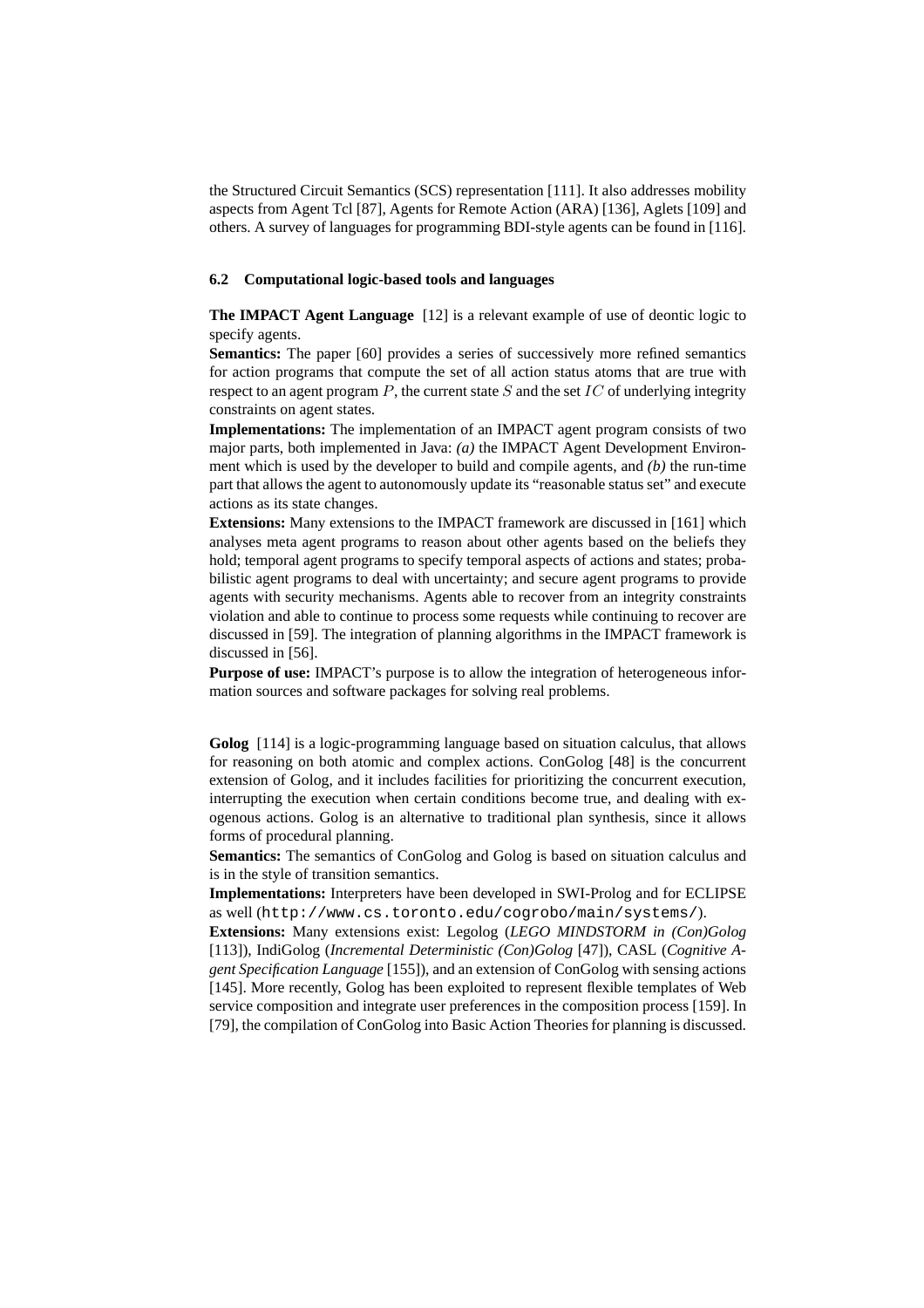the Structured Circuit Semantics (SCS) representation [111]. It also addresses mobility aspects from Agent Tcl [87], Agents for Remote Action (ARA) [136], Aglets [109] and others. A survey of languages for programming BDI-style agents can be found in [116].

### 6.2 Computational logic-based tools and languages

**The IMPACT Agent Language** [12] is a relevant example of use of deontic logic to specify agents.

**Semantics:** The paper [60] provides a series of successively more refined semantics for action programs that compute the set of all action status atoms that are true with respect to an agent program $P$, the current state $S$ and the set $IC$ of underlying integrity constraints on agent states.

**Implementations:** The implementation of an IMPACT agent program consists of two major parts, both implemented in Java: *(a)* the IMPACT Agent Development Environment which is used by the developer to build and compile agents, and *(b)* the run-time part that allows the agent to autonomously update its "reasonable status set" and execute actions as its state changes.

**Extensions:** Many extensions to the IMPACT framework are discussed in [161] which analyses meta agent programs to reason about other agents based on the beliefs they hold; temporal agent programs to specify temporal aspects of actions and states; probabilistic agent programs to deal with uncertainty; and secure agent programs to provide agents with security mechanisms. Agents able to recover from an integrity constraints violation and able to continue to process some requests while continuing to recover are discussed in [59]. The integration of planning algorithms in the IMPACT framework is discussed in [56].

**Purpose of use:** IMPACT's purpose is to allow the integration of heterogeneous information sources and software packages for solving real problems.

**Golog** [114] is a logic-programming language based on situation calculus, that allows for reasoning on both atomic and complex actions. ConGolog [48] is the concurrent extension of Golog, and it includes facilities for prioritizing the concurrent execution, interrupting the execution when certain conditions become true, and dealing with exogenous actions. Golog is an alternative to traditional plan synthesis, since it allows forms of procedural planning.

**Semantics:** The semantics of ConGolog and Golog is based on situation calculus and is in the style of transition semantics.

**Implementations:** Interpreters have been developed in SWI-Prolog and for ECLIPSE as well (`http://www.cs.toronto.edu/cogrobo/main/systems/`).

**Extensions:** Many extensions exist: Legolog (*LEGO MINDSTORM in (Con)Golog* [113]), IndiGolog (*Incremental Deterministic (Con)Golog* [47]), CASL (*Cognitive Agent Specification Language* [155]), and an extension of ConGolog with sensing actions [145]. More recently, Golog has been exploited to represent flexible templates of Web service composition and integrate user preferences in the composition process [159]. In [79], the compilation of ConGolog into Basic Action Theories for planning is discussed.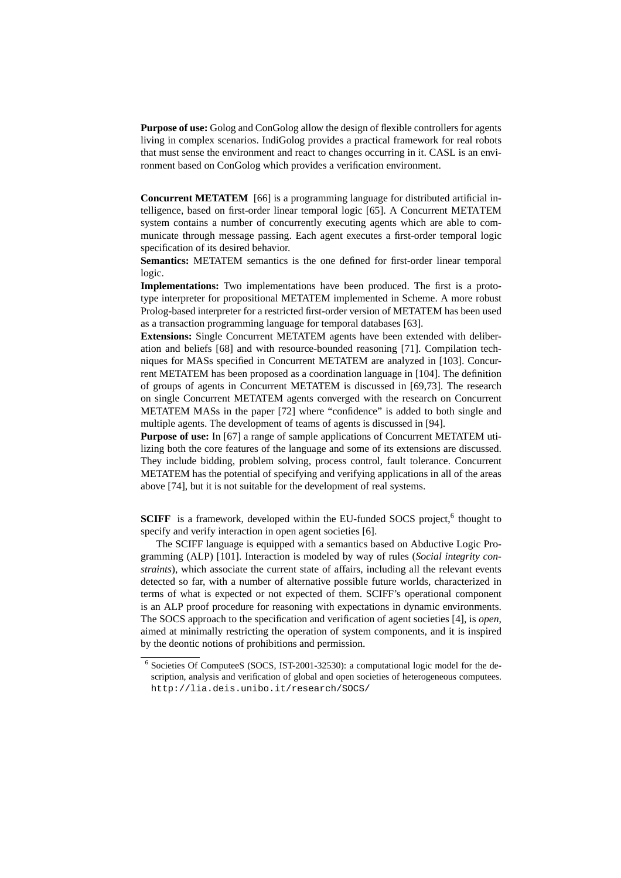**Purpose of use:** Golog and ConGolog allow the design of flexible controllers for agents living in complex scenarios. IndiGolog provides a practical framework for real robots that must sense the environment and react to changes occurring in it. CASL is an environment based on ConGolog which provides a verification environment.

**Concurrent METATEM** [66] is a programming language for distributed artificial intelligence, based on first-order linear temporal logic [65]. A Concurrent METATEM system contains a number of concurrently executing agents which are able to communicate through message passing. Each agent executes a first-order temporal logic specification of its desired behavior.
**Semantics:** METATEM semantics is the one defined for first-order linear temporal logic.
**Implementations:** Two implementations have been produced. The first is a prototype interpreter for propositional METATEM implemented in Scheme. A more robust Prolog-based interpreter for a restricted first-order version of METATEM has been used as a transaction programming language for temporal databases [63].
**Extensions:** Single Concurrent METATEM agents have been extended with deliberation and beliefs [68] and with resource-bounded reasoning [71]. Compilation techniques for MASs specified in Concurrent METATEM are analyzed in [103]. Concurrent METATEM has been proposed as a coordination language in [104]. The definition of groups of agents in Concurrent METATEM is discussed in [69,73]. The research on single Concurrent METATEM agents converged with the research on Concurrent METATEM MASs in the paper [72] where "confidence" is added to both single and multiple agents. The development of teams of agents is discussed in [94].
**Purpose of use:** In [67] a range of sample applications of Concurrent METATEM utilizing both the core features of the language and some of its extensions are discussed. They include bidding, problem solving, process control, fault tolerance. Concurrent METATEM has the potential of specifying and verifying applications in all of the areas above [74], but it is not suitable for the development of real systems.

**SCIFF** is a framework, developed within the EU-funded SOCS project,[6] thought to specify and verify interaction in open agent societies [6].

The SCIFF language is equipped with a semantics based on Abductive Logic Programming (ALP) [101]. Interaction is modeled by way of rules (*Social integrity constraints*), which associate the current state of affairs, including all the relevant events detected so far, with a number of alternative possible future worlds, characterized in terms of what is expected or not expected of them. SCIFF's operational component is an ALP proof procedure for reasoning with expectations in dynamic environments. The SOCS approach to the specification and verification of agent societies [4], is *open*, aimed at minimally restricting the operation of system components, and it is inspired by the deontic notions of prohibitions and permission.

[6] Societies Of ComputeeS (SOCS, IST-2001-32530): a computational logic model for the description, analysis and verification of global and open societies of heterogeneous computees. http://lia.deis.unibo.it/research/SOCS/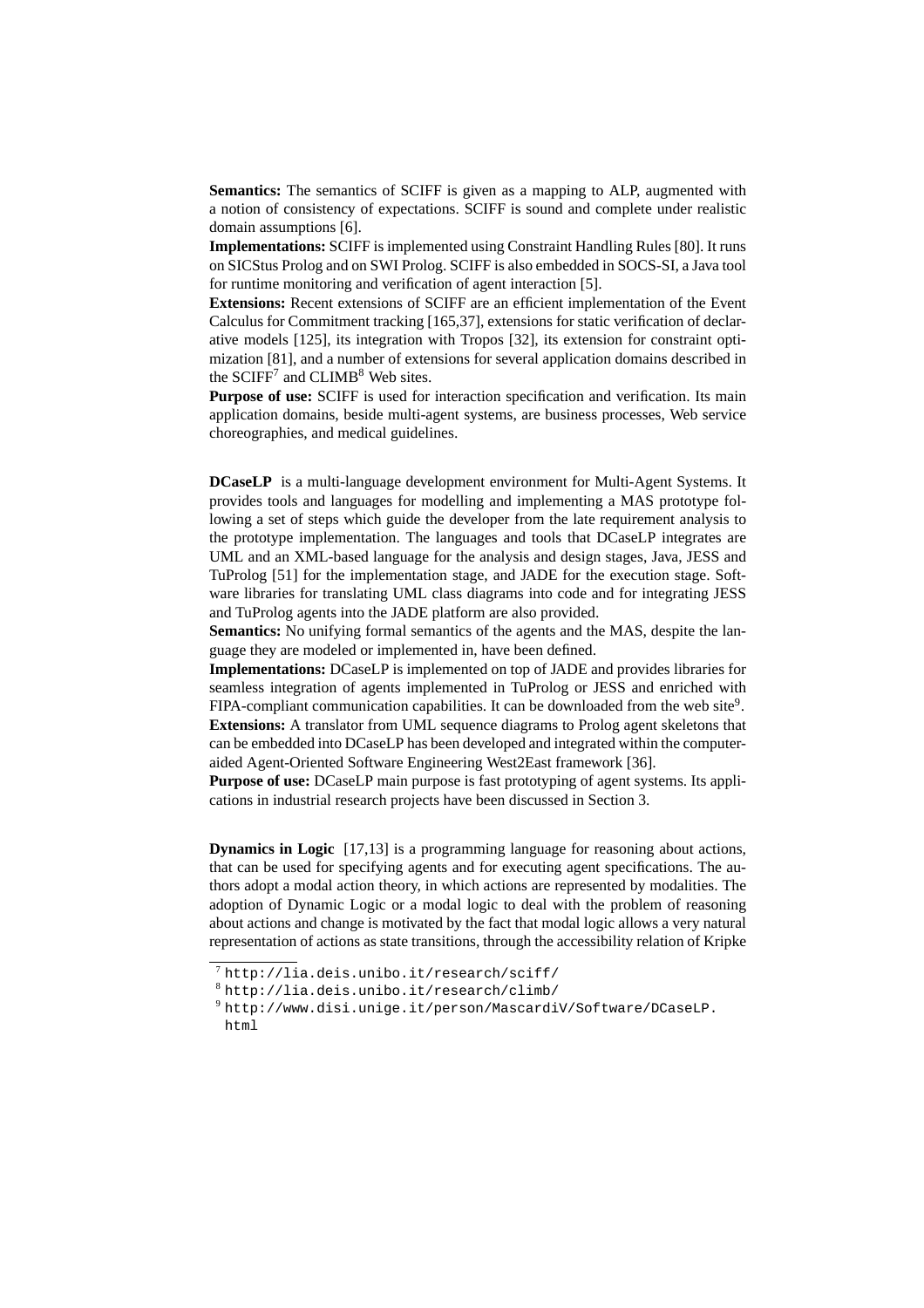**Semantics:** The semantics of SCIFF is given as a mapping to ALP, augmented with a notion of consistency of expectations. SCIFF is sound and complete under realistic domain assumptions [6].

**Implementations:** SCIFF is implemented using Constraint Handling Rules [80]. It runs on SICStus Prolog and on SWI Prolog. SCIFF is also embedded in SOCS-SI, a Java tool for runtime monitoring and verification of agent interaction [5].

**Extensions:** Recent extensions of SCIFF are an efficient implementation of the Event Calculus for Commitment tracking [165,37], extensions for static verification of declarative models [125], its integration with Tropos [32], its extension for constraint optimization [81], and a number of extensions for several application domains described in the SCIFF[7] and CLIMB[8] Web sites.

**Purpose of use:** SCIFF is used for interaction specification and verification. Its main application domains, beside multi-agent systems, are business processes, Web service choreographies, and medical guidelines.

**DCaseLP** is a multi-language development environment for Multi-Agent Systems. It provides tools and languages for modelling and implementing a MAS prototype following a set of steps which guide the developer from the late requirement analysis to the prototype implementation. The languages and tools that DCaseLP integrates are UML and an XML-based language for the analysis and design stages, Java, JESS and TuProlog [51] for the implementation stage, and JADE for the execution stage. Software libraries for translating UML class diagrams into code and for integrating JESS and TuProlog agents into the JADE platform are also provided.

**Semantics:** No unifying formal semantics of the agents and the MAS, despite the language they are modeled or implemented in, have been defined.

**Implementations:** DCaseLP is implemented on top of JADE and provides libraries for seamless integration of agents implemented in TuProlog or JESS and enriched with FIPA-compliant communication capabilities. It can be downloaded from the web site[9].

**Extensions:** A translator from UML sequence diagrams to Prolog agent skeletons that can be embedded into DCaseLP has been developed and integrated within the computer-aided Agent-Oriented Software Engineering West2East framework [36].

**Purpose of use:** DCaseLP main purpose is fast prototyping of agent systems. Its applications in industrial research projects have been discussed in Section 3.

**Dynamics in Logic** [17,13] is a programming language for reasoning about actions, that can be used for specifying agents and for executing agent specifications. The authors adopt a modal action theory, in which actions are represented by modalities. The adoption of Dynamic Logic or a modal logic to deal with the problem of reasoning about actions and change is motivated by the fact that modal logic allows a very natural representation of actions as state transitions, through the accessibility relation of Kripke

[7] http://lia.deis.unibo.it/research/sciff/

[8] http://lia.deis.unibo.it/research/climb/

[9] http://www.disi.unige.it/person/MascardiV/Software/DCaseLP.html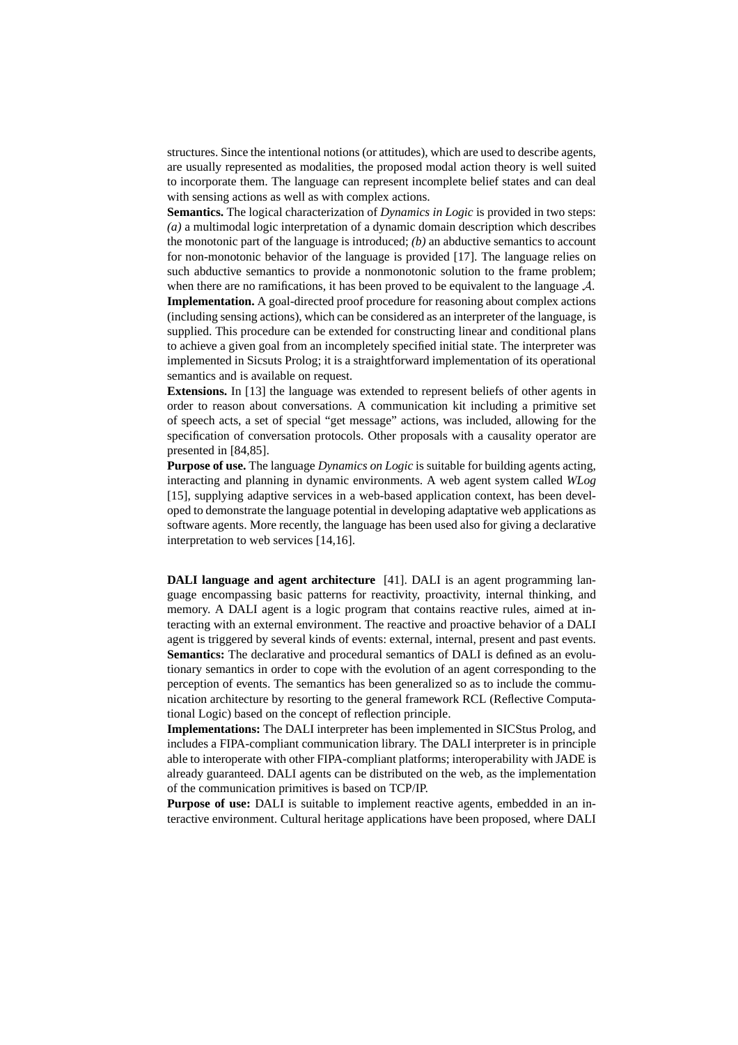structures. Since the intentional notions (or attitudes), which are used to describe agents, are usually represented as modalities, the proposed modal action theory is well suited to incorporate them. The language can represent incomplete belief states and can deal with sensing actions as well as with complex actions.

**Semantics.** The logical characterization of *Dynamics in Logic* is provided in two steps: *(a)* a multimodal logic interpretation of a dynamic domain description which describes the monotonic part of the language is introduced; *(b)* an abductive semantics to account for non-monotonic behavior of the language is provided [17]. The language relies on such abductive semantics to provide a nonmonotonic solution to the frame problem; when there are no ramifications, it has been proved to be equivalent to the language $\mathcal{A}$.

**Implementation.** A goal-directed proof procedure for reasoning about complex actions (including sensing actions), which can be considered as an interpreter of the language, is supplied. This procedure can be extended for constructing linear and conditional plans to achieve a given goal from an incompletely specified initial state. The interpreter was implemented in Sicsuts Prolog; it is a straightforward implementation of its operational semantics and is available on request.

**Extensions.** In [13] the language was extended to represent beliefs of other agents in order to reason about conversations. A communication kit including a primitive set of speech acts, a set of special "get message" actions, was included, allowing for the specification of conversation protocols. Other proposals with a causality operator are presented in [84,85].

**Purpose of use.** The language *Dynamics on Logic* is suitable for building agents acting, interacting and planning in dynamic environments. A web agent system called *WLog* [15], supplying adaptive services in a web-based application context, has been developed to demonstrate the language potential in developing adaptative web applications as software agents. More recently, the language has been used also for giving a declarative interpretation to web services [14,16].

**DALI language and agent architecture** [41]. DALI is an agent programming language encompassing basic patterns for reactivity, proactivity, internal thinking, and memory. A DALI agent is a logic program that contains reactive rules, aimed at interacting with an external environment. The reactive and proactive behavior of a DALI agent is triggered by several kinds of events: external, internal, present and past events.

**Semantics:** The declarative and procedural semantics of DALI is defined as an evolutionary semantics in order to cope with the evolution of an agent corresponding to the perception of events. The semantics has been generalized so as to include the communication architecture by resorting to the general framework RCL (Reflective Computational Logic) based on the concept of reflection principle.

**Implementations:** The DALI interpreter has been implemented in SICStus Prolog, and includes a FIPA-compliant communication library. The DALI interpreter is in principle able to interoperate with other FIPA-compliant platforms; interoperability with JADE is already guaranteed. DALI agents can be distributed on the web, as the implementation of the communication primitives is based on TCP/IP.

**Purpose of use:** DALI is suitable to implement reactive agents, embedded in an interactive environment. Cultural heritage applications have been proposed, where DALI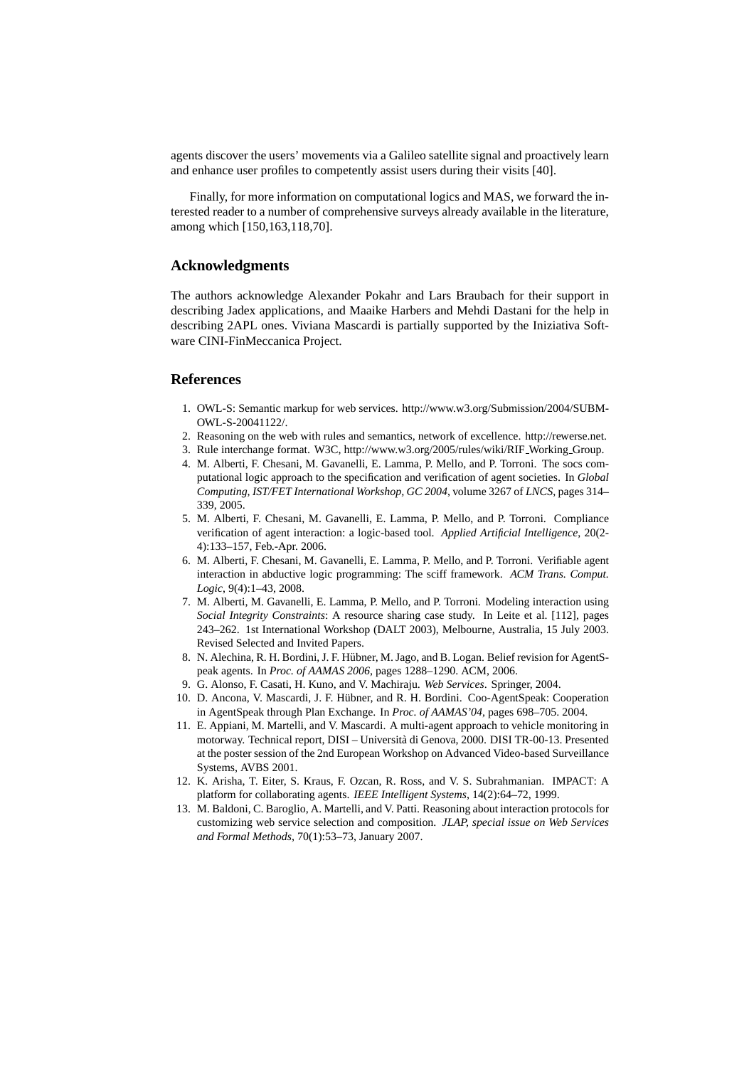agents discover the users' movements via a Galileo satellite signal and proactively learn and enhance user profiles to competently assist users during their visits [40].

Finally, for more information on computational logics and MAS, we forward the interested reader to a number of comprehensive surveys already available in the literature, among which [150,163,118,70].

## Acknowledgments

The authors acknowledge Alexander Pokahr and Lars Braubach for their support in describing Jadex applications, and Maaike Harbers and Mehdi Dastani for the help in describing 2APL ones. Viviana Mascardi is partially supported by the Iniziativa Software CINI-FinMeccanica Project.

## References

1. OWL-S: Semantic markup for web services. http://www.w3.org/Submission/2004/SUBM-OWL-S-20041122/.
2. Reasoning on the web with rules and semantics, network of excellence. http://rewerse.net.
3. Rule interchange format. W3C, http://www.w3.org/2005/rules/wiki/RIF_Working_Group.
4. M. Alberti, F. Chesani, M. Gavanelli, E. Lamma, P. Mello, and P. Torroni. The socs computational logic approach to the specification and verification of agent societies. In *Global Computing, IST/FET International Workshop, GC 2004*, volume 3267 of *LNCS*, pages 314–339, 2005.
5. M. Alberti, F. Chesani, M. Gavanelli, E. Lamma, P. Mello, and P. Torroni. Compliance verification of agent interaction: a logic-based tool. *Applied Artificial Intelligence*, 20(2-4):133–157, Feb.-Apr. 2006.
6. M. Alberti, F. Chesani, M. Gavanelli, E. Lamma, P. Mello, and P. Torroni. Verifiable agent interaction in abductive logic programming: The sciff framework. *ACM Trans. Comput. Logic*, 9(4):1–43, 2008.
7. M. Alberti, M. Gavanelli, E. Lamma, P. Mello, and P. Torroni. Modeling interaction using *Social Integrity Constraints*: A resource sharing case study. In Leite et al. [112], pages 243–262. 1st International Workshop (DALT 2003), Melbourne, Australia, 15 July 2003. Revised Selected and Invited Papers.
8. N. Alechina, R. H. Bordini, J. F. Hübner, M. Jago, and B. Logan. Belief revision for AgentSpeak agents. In *Proc. of AAMAS 2006*, pages 1288–1290. ACM, 2006.
9. G. Alonso, F. Casati, H. Kuno, and V. Machiraju. *Web Services*. Springer, 2004.
10. D. Ancona, V. Mascardi, J. F. Hübner, and R. H. Bordini. Coo-AgentSpeak: Cooperation in AgentSpeak through Plan Exchange. In *Proc. of AAMAS'04*, pages 698–705. 2004.
11. E. Appiani, M. Martelli, and V. Mascardi. A multi-agent approach to vehicle monitoring in motorway. Technical report, DISI – Università di Genova, 2000. DISI TR-00-13. Presented at the poster session of the 2nd European Workshop on Advanced Video-based Surveillance Systems, AVBS 2001.
12. K. Arisha, T. Eiter, S. Kraus, F. Ozcan, R. Ross, and V. S. Subrahmanian. IMPACT: A platform for collaborating agents. *IEEE Intelligent Systems*, 14(2):64–72, 1999.
13. M. Baldoni, C. Baroglio, A. Martelli, and V. Patti. Reasoning about interaction protocols for customizing web service selection and composition. *JLAP, special issue on Web Services and Formal Methods*, 70(1):53–73, January 2007.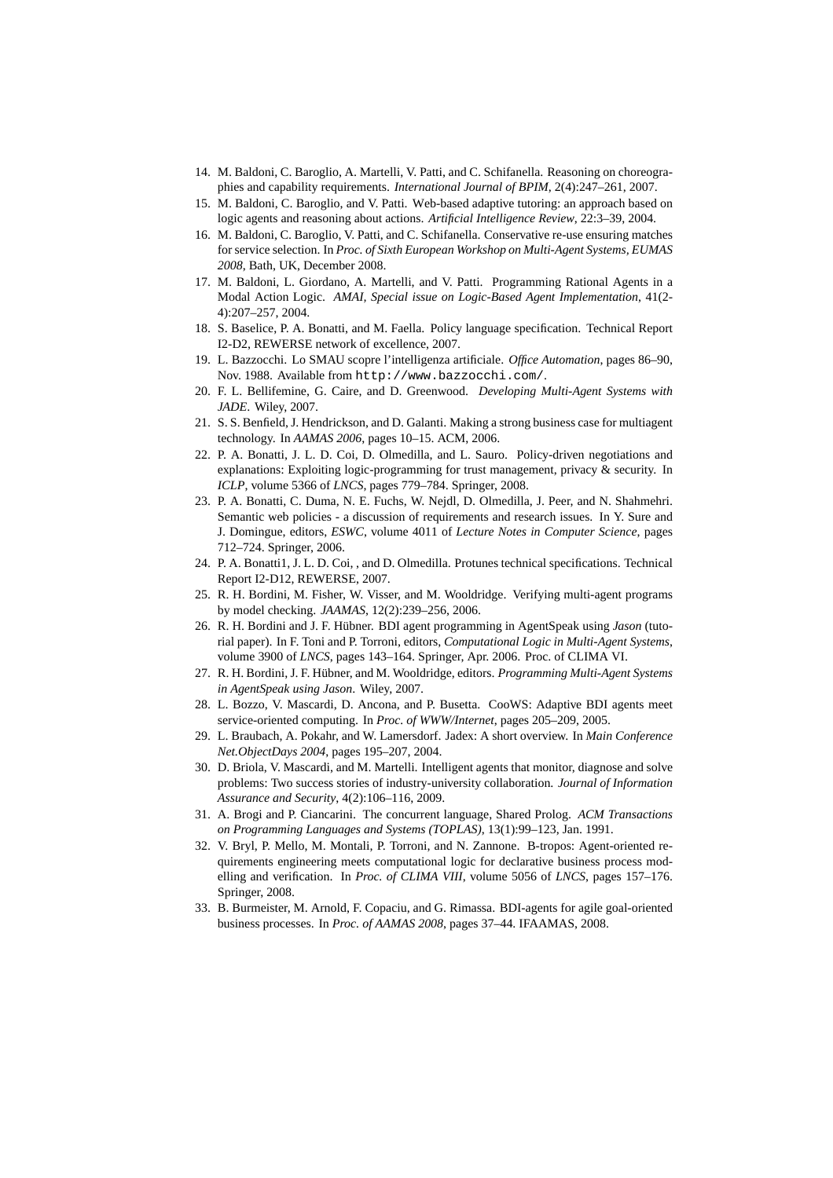14. M. Baldoni, C. Baroglio, A. Martelli, V. Patti, and C. Schifanella. Reasoning on choreographies and capability requirements. *International Journal of BPIM*, 2(4):247–261, 2007.
15. M. Baldoni, C. Baroglio, and V. Patti. Web-based adaptive tutoring: an approach based on logic agents and reasoning about actions. *Artificial Intelligence Review*, 22:3–39, 2004.
16. M. Baldoni, C. Baroglio, V. Patti, and C. Schifanella. Conservative re-use ensuring matches for service selection. In *Proc. of Sixth European Workshop on Multi-Agent Systems, EUMAS 2008*, Bath, UK, December 2008.
17. M. Baldoni, L. Giordano, A. Martelli, and V. Patti. Programming Rational Agents in a Modal Action Logic. *AMAI, Special issue on Logic-Based Agent Implementation*, 41(2-4):207–257, 2004.
18. S. Baselice, P. A. Bonatti, and M. Faella. Policy language specification. Technical Report I2-D2, REWERSE network of excellence, 2007.
19. L. Bazzocchi. Lo SMAU scopre l'intelligenza artificiale. *Office Automation*, pages 86–90, Nov. 1988. Available from `http://www.bazzocchi.com/`.
20. F. L. Bellifemine, G. Caire, and D. Greenwood. *Developing Multi-Agent Systems with JADE*. Wiley, 2007.
21. S. S. Benfield, J. Hendrickson, and D. Galanti. Making a strong business case for multiagent technology. In *AAMAS 2006*, pages 10–15. ACM, 2006.
22. P. A. Bonatti, J. L. D. Coi, D. Olmedilla, and L. Sauro. Policy-driven negotiations and explanations: Exploiting logic-programming for trust management, privacy & security. In *ICLP*, volume 5366 of *LNCS*, pages 779–784. Springer, 2008.
23. P. A. Bonatti, C. Duma, N. E. Fuchs, W. Nejdl, D. Olmedilla, J. Peer, and N. Shahmehri. Semantic web policies - a discussion of requirements and research issues. In Y. Sure and J. Domingue, editors, *ESWC*, volume 4011 of *Lecture Notes in Computer Science*, pages 712–724. Springer, 2006.
24. P. A. Bonatti1, J. L. D. Coi, , and D. Olmedilla. Protunes technical specifications. Technical Report I2-D12, REWERSE, 2007.
25. R. H. Bordini, M. Fisher, W. Visser, and M. Wooldridge. Verifying multi-agent programs by model checking. *JAAMAS*, 12(2):239–256, 2006.
26. R. H. Bordini and J. F. Hübner. BDI agent programming in AgentSpeak using *Jason* (tutorial paper). In F. Toni and P. Torroni, editors, *Computational Logic in Multi-Agent Systems*, volume 3900 of *LNCS*, pages 143–164. Springer, Apr. 2006. Proc. of CLIMA VI.
27. R. H. Bordini, J. F. Hübner, and M. Wooldridge, editors. *Programming Multi-Agent Systems in AgentSpeak using Jason*. Wiley, 2007.
28. L. Bozzo, V. Mascardi, D. Ancona, and P. Busetta. CooWS: Adaptive BDI agents meet service-oriented computing. In *Proc. of WWW/Internet*, pages 205–209, 2005.
29. L. Braubach, A. Pokahr, and W. Lamersdorf. Jadex: A short overview. In *Main Conference Net.ObjectDays 2004*, pages 195–207, 2004.
30. D. Briola, V. Mascardi, and M. Martelli. Intelligent agents that monitor, diagnose and solve problems: Two success stories of industry-university collaboration. *Journal of Information Assurance and Security*, 4(2):106–116, 2009.
31. A. Brogi and P. Ciancarini. The concurrent language, Shared Prolog. *ACM Transactions on Programming Languages and Systems (TOPLAS)*, 13(1):99–123, Jan. 1991.
32. V. Bryl, P. Mello, M. Montali, P. Torroni, and N. Zannone. B-tropos: Agent-oriented requirements engineering meets computational logic for declarative business process modelling and verification. In *Proc. of CLIMA VIII*, volume 5056 of *LNCS*, pages 157–176. Springer, 2008.
33. B. Burmeister, M. Arnold, F. Copaciu, and G. Rimassa. BDI-agents for agile goal-oriented business processes. In *Proc. of AAMAS 2008*, pages 37–44. IFAAMAS, 2008.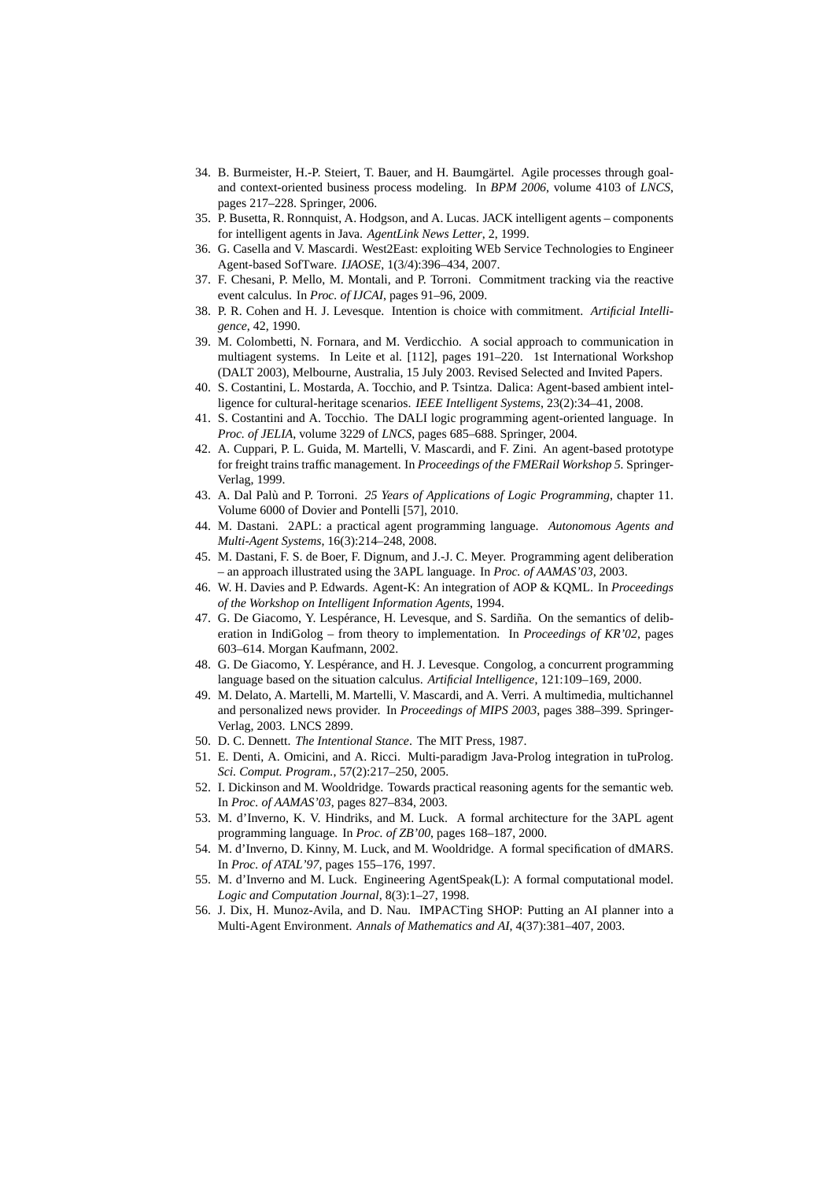34. B. Burmeister, H.-P. Steiert, T. Bauer, and H. Baumgärtel. Agile processes through goal- and context-oriented business process modeling. In *BPM 2006*, volume 4103 of *LNCS*, pages 217–228. Springer, 2006.
35. P. Busetta, R. Ronnquist, A. Hodgson, and A. Lucas. JACK intelligent agents – components for intelligent agents in Java. *AgentLink News Letter*, 2, 1999.
36. G. Casella and V. Mascardi. West2East: exploiting WEb Service Technologies to Engineer Agent-based SofTware. *IJAOSE*, 1(3/4):396–434, 2007.
37. F. Chesani, P. Mello, M. Montali, and P. Torroni. Commitment tracking via the reactive event calculus. In *Proc. of IJCAI*, pages 91–96, 2009.
38. P. R. Cohen and H. J. Levesque. Intention is choice with commitment. *Artificial Intelligence*, 42, 1990.
39. M. Colombetti, N. Fornara, and M. Verdicchio. A social approach to communication in multiagent systems. In Leite et al. [112], pages 191–220. 1st International Workshop (DALT 2003), Melbourne, Australia, 15 July 2003. Revised Selected and Invited Papers.
40. S. Costantini, L. Mostarda, A. Tocchio, and P. Tsintza. Dalica: Agent-based ambient intelligence for cultural-heritage scenarios. *IEEE Intelligent Systems*, 23(2):34–41, 2008.
41. S. Costantini and A. Tocchio. The DALI logic programming agent-oriented language. In *Proc. of JELIA*, volume 3229 of *LNCS*, pages 685–688. Springer, 2004.
42. A. Cuppari, P. L. Guida, M. Martelli, V. Mascardi, and F. Zini. An agent-based prototype for freight trains traffic management. In *Proceedings of the FMERail Workshop 5*. Springer-Verlag, 1999.
43. A. Dal Palù and P. Torroni. *25 Years of Applications of Logic Programming*, chapter 11. Volume 6000 of Dovier and Pontelli [57], 2010.
44. M. Dastani. 2APL: a practical agent programming language. *Autonomous Agents and Multi-Agent Systems*, 16(3):214–248, 2008.
45. M. Dastani, F. S. de Boer, F. Dignum, and J.-J. C. Meyer. Programming agent deliberation – an approach illustrated using the 3APL language. In *Proc. of AAMAS'03*, 2003.
46. W. H. Davies and P. Edwards. Agent-K: An integration of AOP & KQML. In *Proceedings of the Workshop on Intelligent Information Agents*, 1994.
47. G. De Giacomo, Y. Lespérance, H. Levesque, and S. Sardiña. On the semantics of deliberation in IndiGolog – from theory to implementation. In *Proceedings of KR'02*, pages 603–614. Morgan Kaufmann, 2002.
48. G. De Giacomo, Y. Lespérance, and H. J. Levesque. Congolog, a concurrent programming language based on the situation calculus. *Artificial Intelligence*, 121:109–169, 2000.
49. M. Delato, A. Martelli, M. Martelli, V. Mascardi, and A. Verri. A multimedia, multichannel and personalized news provider. In *Proceedings of MIPS 2003*, pages 388–399. Springer-Verlag, 2003. LNCS 2899.
50. D. C. Dennett. *The Intentional Stance*. The MIT Press, 1987.
51. E. Denti, A. Omicini, and A. Ricci. Multi-paradigm Java-Prolog integration in tuProlog. *Sci. Comput. Program.*, 57(2):217–250, 2005.
52. I. Dickinson and M. Wooldridge. Towards practical reasoning agents for the semantic web. In *Proc. of AAMAS'03*, pages 827–834, 2003.
53. M. d'Inverno, K. V. Hindriks, and M. Luck. A formal architecture for the 3APL agent programming language. In *Proc. of ZB'00*, pages 168–187, 2000.
54. M. d'Inverno, D. Kinny, M. Luck, and M. Wooldridge. A formal specification of dMARS. In *Proc. of ATAL'97*, pages 155–176, 1997.
55. M. d'Inverno and M. Luck. Engineering AgentSpeak(L): A formal computational model. *Logic and Computation Journal*, 8(3):1–27, 1998.
56. J. Dix, H. Munoz-Avila, and D. Nau. IMPACTing SHOP: Putting an AI planner into a Multi-Agent Environment. *Annals of Mathematics and AI*, 4(37):381–407, 2003.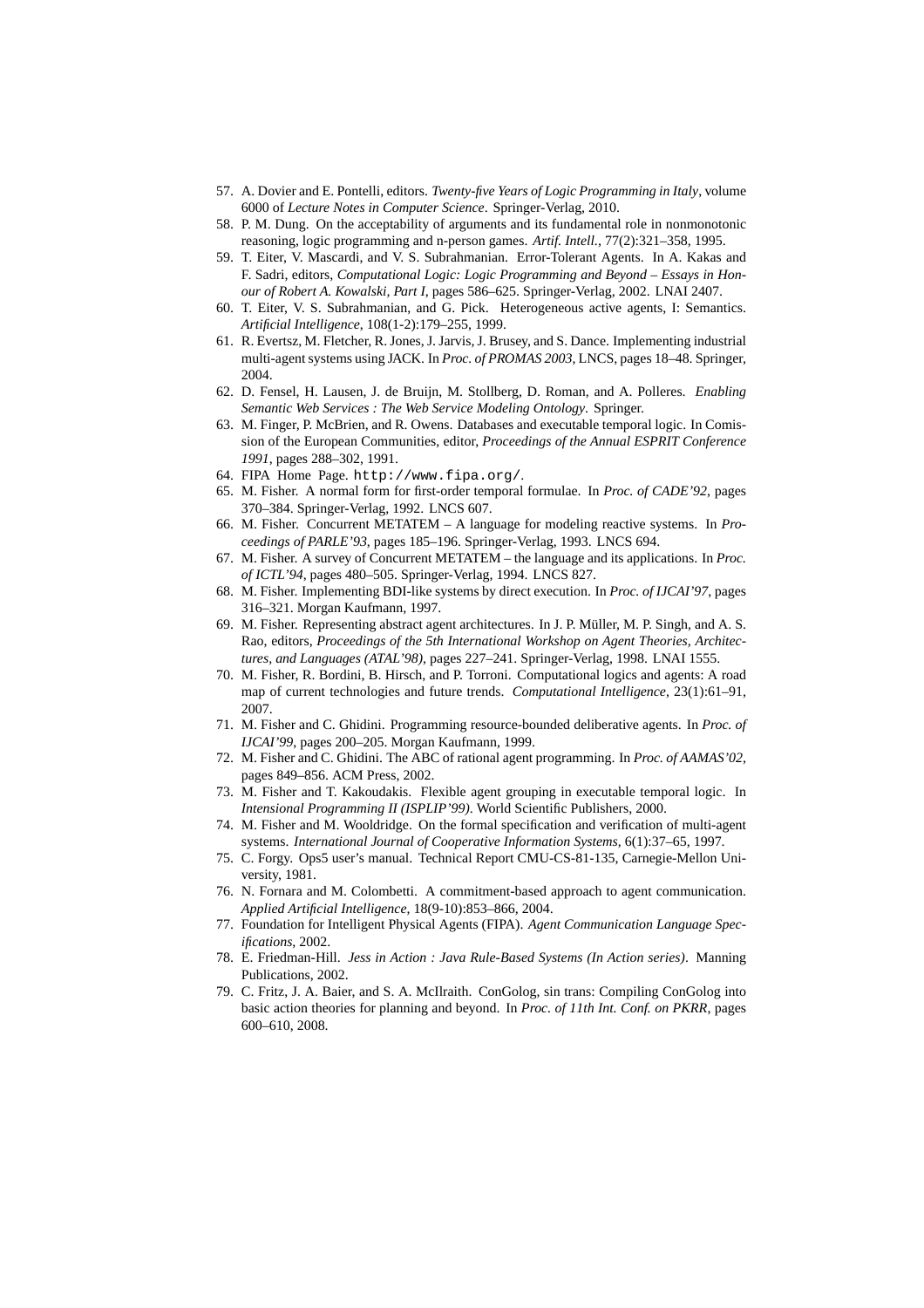57. A. Dovier and E. Pontelli, editors. *Twenty-five Years of Logic Programming in Italy*, volume 6000 of *Lecture Notes in Computer Science*. Springer-Verlag, 2010.
58. P. M. Dung. On the acceptability of arguments and its fundamental role in nonmonotonic reasoning, logic programming and n-person games. *Artif. Intell.*, 77(2):321–358, 1995.
59. T. Eiter, V. Mascardi, and V. S. Subrahmanian. Error-Tolerant Agents. In A. Kakas and F. Sadri, editors, *Computational Logic: Logic Programming and Beyond – Essays in Honour of Robert A. Kowalski, Part I*, pages 586–625. Springer-Verlag, 2002. LNAI 2407.
60. T. Eiter, V. S. Subrahmanian, and G. Pick. Heterogeneous active agents, I: Semantics. *Artificial Intelligence*, 108(1-2):179–255, 1999.
61. R. Evertsz, M. Fletcher, R. Jones, J. Jarvis, J. Brusey, and S. Dance. Implementing industrial multi-agent systems using JACK. In *Proc. of PROMAS 2003*, LNCS, pages 18–48. Springer, 2004.
62. D. Fensel, H. Lausen, J. de Bruijn, M. Stollberg, D. Roman, and A. Polleres. *Enabling Semantic Web Services : The Web Service Modeling Ontology*. Springer.
63. M. Finger, P. McBrien, and R. Owens. Databases and executable temporal logic. In Comission of the European Communities, editor, *Proceedings of the Annual ESPRIT Conference 1991*, pages 288–302, 1991.
64. FIPA Home Page. `http://www.fipa.org/`.
65. M. Fisher. A normal form for first-order temporal formulae. In *Proc. of CADE'92*, pages 370–384. Springer-Verlag, 1992. LNCS 607.
66. M. Fisher. Concurrent METATEM – A language for modeling reactive systems. In *Proceedings of PARLE'93*, pages 185–196. Springer-Verlag, 1993. LNCS 694.
67. M. Fisher. A survey of Concurrent METATEM – the language and its applications. In *Proc. of ICTL'94*, pages 480–505. Springer-Verlag, 1994. LNCS 827.
68. M. Fisher. Implementing BDI-like systems by direct execution. In *Proc. of IJCAI'97*, pages 316–321. Morgan Kaufmann, 1997.
69. M. Fisher. Representing abstract agent architectures. In J. P. Müller, M. P. Singh, and A. S. Rao, editors, *Proceedings of the 5th International Workshop on Agent Theories, Architectures, and Languages (ATAL'98)*, pages 227–241. Springer-Verlag, 1998. LNAI 1555.
70. M. Fisher, R. Bordini, B. Hirsch, and P. Torroni. Computational logics and agents: A road map of current technologies and future trends. *Computational Intelligence*, 23(1):61–91, 2007.
71. M. Fisher and C. Ghidini. Programming resource-bounded deliberative agents. In *Proc. of IJCAI'99*, pages 200–205. Morgan Kaufmann, 1999.
72. M. Fisher and C. Ghidini. The ABC of rational agent programming. In *Proc. of AAMAS'02*, pages 849–856. ACM Press, 2002.
73. M. Fisher and T. Kakoudakis. Flexible agent grouping in executable temporal logic. In *Intensional Programming II (ISPLIP'99)*. World Scientific Publishers, 2000.
74. M. Fisher and M. Wooldridge. On the formal specification and verification of multi-agent systems. *International Journal of Cooperative Information Systems*, 6(1):37–65, 1997.
75. C. Forgy. Ops5 user's manual. Technical Report CMU-CS-81-135, Carnegie-Mellon University, 1981.
76. N. Fornara and M. Colombetti. A commitment-based approach to agent communication. *Applied Artificial Intelligence*, 18(9-10):853–866, 2004.
77. Foundation for Intelligent Physical Agents (FIPA). *Agent Communication Language Specifications*, 2002.
78. E. Friedman-Hill. *Jess in Action : Java Rule-Based Systems (In Action series)*. Manning Publications, 2002.
79. C. Fritz, J. A. Baier, and S. A. McIlraith. ConGolog, sin trans: Compiling ConGolog into basic action theories for planning and beyond. In *Proc. of 11th Int. Conf. on PKRR*, pages 600–610, 2008.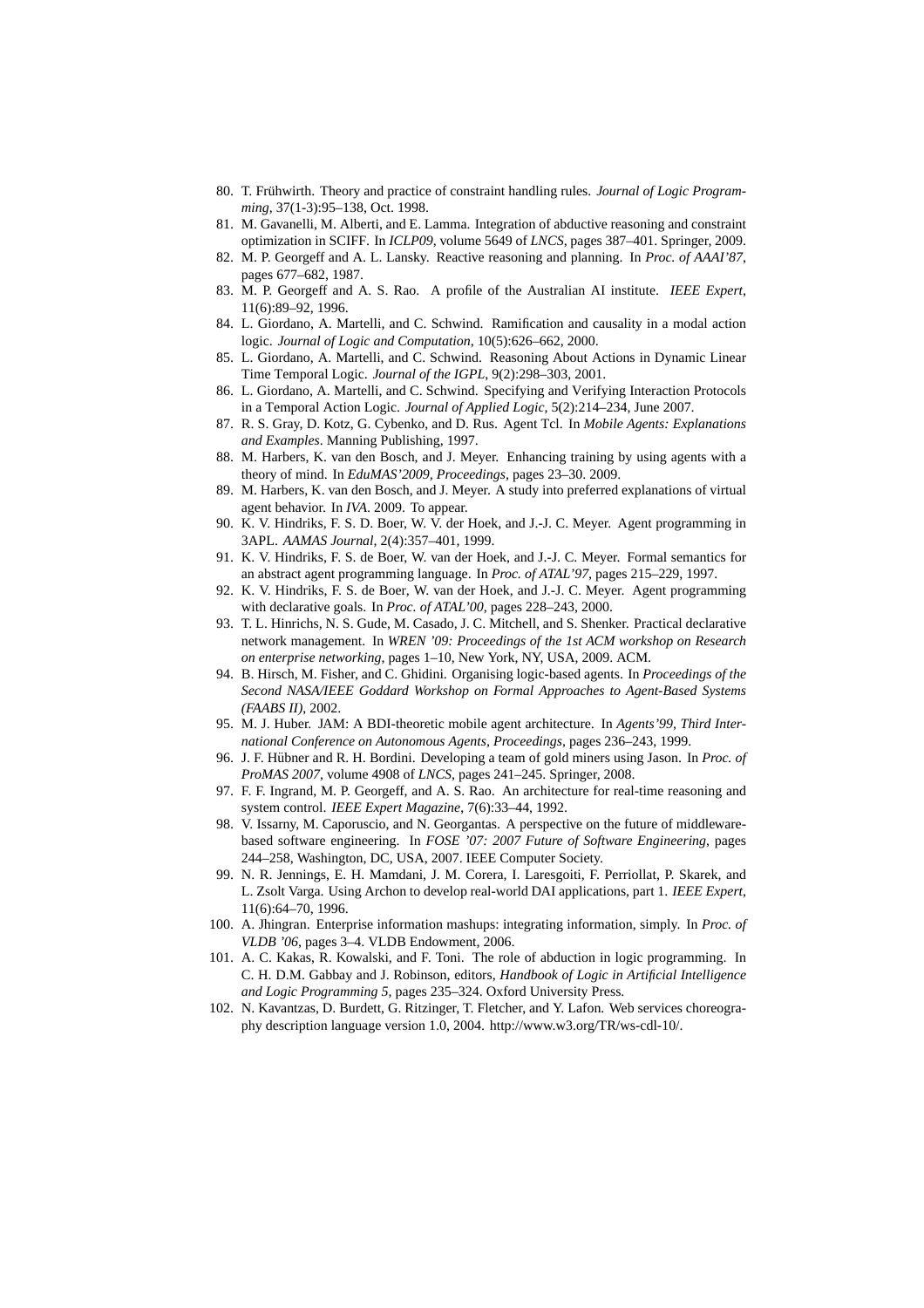80. T. Frühwirth. Theory and practice of constraint handling rules. *Journal of Logic Programming*, 37(1-3):95–138, Oct. 1998.
81. M. Gavanelli, M. Alberti, and E. Lamma. Integration of abductive reasoning and constraint optimization in SCIFF. In *ICLP09*, volume 5649 of *LNCS*, pages 387–401. Springer, 2009.
82. M. P. Georgeff and A. L. Lansky. Reactive reasoning and planning. In *Proc. of AAAI'87*, pages 677–682, 1987.
83. M. P. Georgeff and A. S. Rao. A profile of the Australian AI institute. *IEEE Expert*, 11(6):89–92, 1996.
84. L. Giordano, A. Martelli, and C. Schwind. Ramification and causality in a modal action logic. *Journal of Logic and Computation*, 10(5):626–662, 2000.
85. L. Giordano, A. Martelli, and C. Schwind. Reasoning About Actions in Dynamic Linear Time Temporal Logic. *Journal of the IGPL*, 9(2):298–303, 2001.
86. L. Giordano, A. Martelli, and C. Schwind. Specifying and Verifying Interaction Protocols in a Temporal Action Logic. *Journal of Applied Logic*, 5(2):214–234, June 2007.
87. R. S. Gray, D. Kotz, G. Cybenko, and D. Rus. Agent Tcl. In *Mobile Agents: Explanations and Examples*. Manning Publishing, 1997.
88. M. Harbers, K. van den Bosch, and J. Meyer. Enhancing training by using agents with a theory of mind. In *EduMAS'2009, Proceedings*, pages 23–30. 2009.
89. M. Harbers, K. van den Bosch, and J. Meyer. A study into preferred explanations of virtual agent behavior. In *IVA*. 2009. To appear.
90. K. V. Hindriks, F. S. D. Boer, W. V. der Hoek, and J.-J. C. Meyer. Agent programming in 3APL. *AAMAS Journal*, 2(4):357–401, 1999.
91. K. V. Hindriks, F. S. de Boer, W. van der Hoek, and J.-J. C. Meyer. Formal semantics for an abstract agent programming language. In *Proc. of ATAL'97*, pages 215–229, 1997.
92. K. V. Hindriks, F. S. de Boer, W. van der Hoek, and J.-J. C. Meyer. Agent programming with declarative goals. In *Proc. of ATAL'00*, pages 228–243, 2000.
93. T. L. Hinrichs, N. S. Gude, M. Casado, J. C. Mitchell, and S. Shenker. Practical declarative network management. In *WREN '09: Proceedings of the 1st ACM workshop on Research on enterprise networking*, pages 1–10, New York, NY, USA, 2009. ACM.
94. B. Hirsch, M. Fisher, and C. Ghidini. Organising logic-based agents. In *Proceedings of the Second NASA/IEEE Goddard Workshop on Formal Approaches to Agent-Based Systems (FAABS II)*, 2002.
95. M. J. Huber. JAM: A BDI-theoretic mobile agent architecture. In *Agents'99, Third International Conference on Autonomous Agents, Proceedings*, pages 236–243, 1999.
96. J. F. Hübner and R. H. Bordini. Developing a team of gold miners using Jason. In *Proc. of ProMAS 2007*, volume 4908 of *LNCS*, pages 241–245. Springer, 2008.
97. F. F. Ingrand, M. P. Georgeff, and A. S. Rao. An architecture for real-time reasoning and system control. *IEEE Expert Magazine*, 7(6):33–44, 1992.
98. V. Issarny, M. Caporuscio, and N. Georgantas. A perspective on the future of middleware-based software engineering. In *FOSE '07: 2007 Future of Software Engineering*, pages 244–258, Washington, DC, USA, 2007. IEEE Computer Society.
99. N. R. Jennings, E. H. Mamdani, J. M. Corera, I. Laresgoiti, F. Perriollat, P. Skarek, and L. Zsolt Varga. Using Archon to develop real-world DAI applications, part 1. *IEEE Expert*, 11(6):64–70, 1996.
100. A. Jhingran. Enterprise information mashups: integrating information, simply. In *Proc. of VLDB '06*, pages 3–4. VLDB Endowment, 2006.
101. A. C. Kakas, R. Kowalski, and F. Toni. The role of abduction in logic programming. In C. H. D.M. Gabbay and J. Robinson, editors, *Handbook of Logic in Artificial Intelligence and Logic Programming 5*, pages 235–324. Oxford University Press.
102. N. Kavantzas, D. Burdett, G. Ritzinger, T. Fletcher, and Y. Lafon. Web services choreography description language version 1.0, 2004. http://www.w3.org/TR/ws-cdl-10/.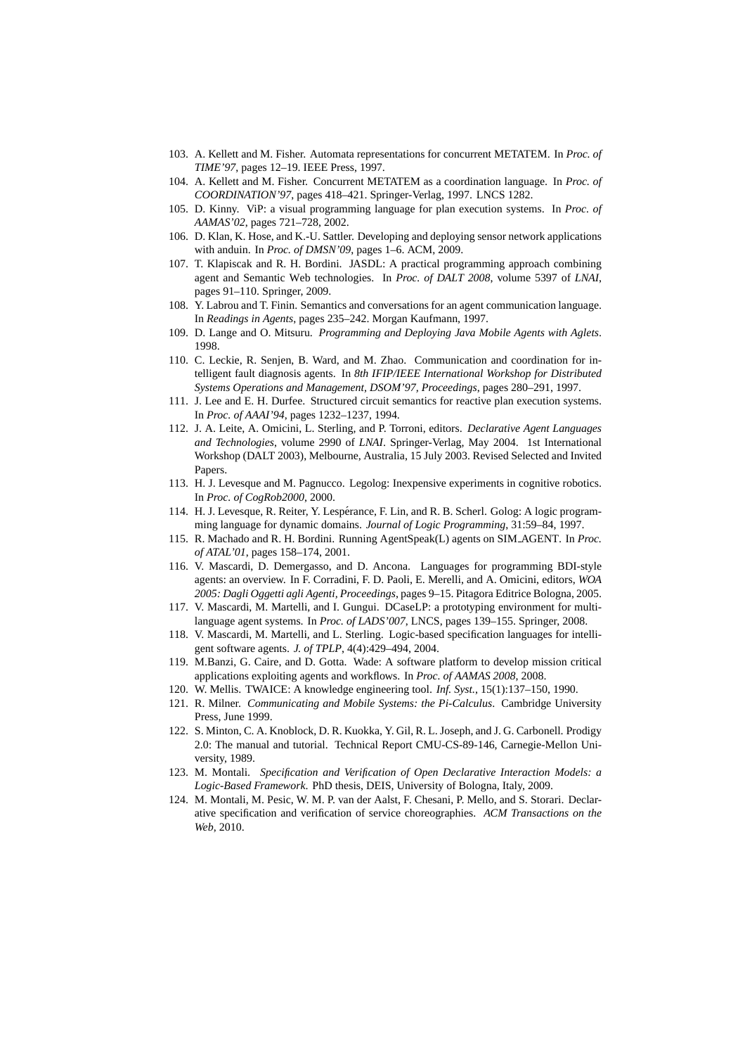103. A. Kellett and M. Fisher. Automata representations for concurrent METATEM. In *Proc. of TIME'97*, pages 12–19. IEEE Press, 1997.
104. A. Kellett and M. Fisher. Concurrent METATEM as a coordination language. In *Proc. of COORDINATION'97*, pages 418–421. Springer-Verlag, 1997. LNCS 1282.
105. D. Kinny. ViP: a visual programming language for plan execution systems. In *Proc. of AAMAS'02*, pages 721–728, 2002.
106. D. Klan, K. Hose, and K.-U. Sattler. Developing and deploying sensor network applications with anduin. In *Proc. of DMSN'09*, pages 1–6. ACM, 2009.
107. T. Klapiscak and R. H. Bordini. JASDL: A practical programming approach combining agent and Semantic Web technologies. In *Proc. of DALT 2008*, volume 5397 of *LNAI*, pages 91–110. Springer, 2009.
108. Y. Labrou and T. Finin. Semantics and conversations for an agent communication language. In *Readings in Agents*, pages 235–242. Morgan Kaufmann, 1997.
109. D. Lange and O. Mitsuru. *Programming and Deploying Java Mobile Agents with Aglets*. 1998.
110. C. Leckie, R. Senjen, B. Ward, and M. Zhao. Communication and coordination for intelligent fault diagnosis agents. In *8th IFIP/IEEE International Workshop for Distributed Systems Operations and Management, DSOM'97, Proceedings*, pages 280–291, 1997.
111. J. Lee and E. H. Durfee. Structured circuit semantics for reactive plan execution systems. In *Proc. of AAAI'94*, pages 1232–1237, 1994.
112. J. A. Leite, A. Omicini, L. Sterling, and P. Torroni, editors. *Declarative Agent Languages and Technologies*, volume 2990 of *LNAI*. Springer-Verlag, May 2004. 1st International Workshop (DALT 2003), Melbourne, Australia, 15 July 2003. Revised Selected and Invited Papers.
113. H. J. Levesque and M. Pagnucco. Legolog: Inexpensive experiments in cognitive robotics. In *Proc. of CogRob2000*, 2000.
114. H. J. Levesque, R. Reiter, Y. Lespérance, F. Lin, and R. B. Scherl. Golog: A logic programming language for dynamic domains. *Journal of Logic Programming*, 31:59–84, 1997.
115. R. Machado and R. H. Bordini. Running AgentSpeak(L) agents on SIM_AGENT. In *Proc. of ATAL'01*, pages 158–174, 2001.
116. V. Mascardi, D. Demergasso, and D. Ancona. Languages for programming BDI-style agents: an overview. In F. Corradini, F. D. Paoli, E. Merelli, and A. Omicini, editors, *WOA 2005: Dagli Oggetti agli Agenti, Proceedings*, pages 9–15. Pitagora Editrice Bologna, 2005.
117. V. Mascardi, M. Martelli, and I. Gungui. DCaseLP: a prototyping environment for multi-language agent systems. In *Proc. of LADS'007*, LNCS, pages 139–155. Springer, 2008.
118. V. Mascardi, M. Martelli, and L. Sterling. Logic-based specification languages for intelligent software agents. *J. of TPLP*, 4(4):429–494, 2004.
119. M.Banzi, G. Caire, and D. Gotta. Wade: A software platform to develop mission critical applications exploiting agents and workflows. In *Proc. of AAMAS 2008*, 2008.
120. W. Mellis. TWAICE: A knowledge engineering tool. *Inf. Syst.*, 15(1):137–150, 1990.
121. R. Milner. *Communicating and Mobile Systems: the Pi-Calculus*. Cambridge University Press, June 1999.
122. S. Minton, C. A. Knoblock, D. R. Kuokka, Y. Gil, R. L. Joseph, and J. G. Carbonell. Prodigy 2.0: The manual and tutorial. Technical Report CMU-CS-89-146, Carnegie-Mellon University, 1989.
123. M. Montali. *Specification and Verification of Open Declarative Interaction Models: a Logic-Based Framework*. PhD thesis, DEIS, University of Bologna, Italy, 2009.
124. M. Montali, M. Pesic, W. M. P. van der Aalst, F. Chesani, P. Mello, and S. Storari. Declarative specification and verification of service choreographies. *ACM Transactions on the Web*, 2010.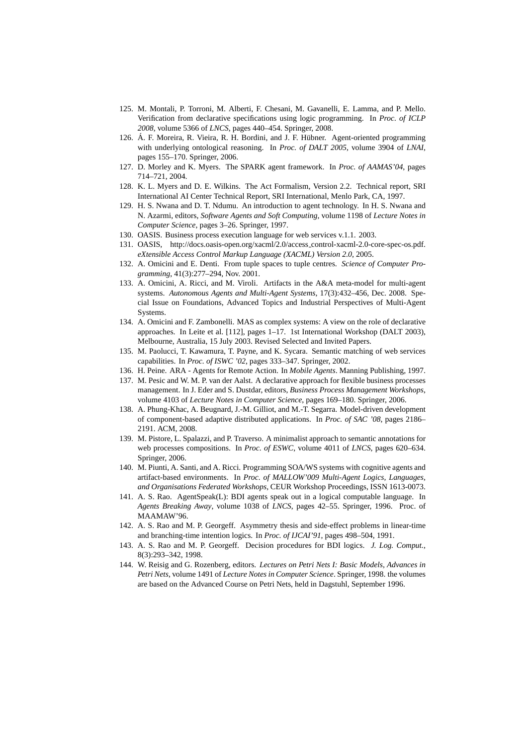125. M. Montali, P. Torroni, M. Alberti, F. Chesani, M. Gavanelli, E. Lamma, and P. Mello. Verification from declarative specifications using logic programming. In *Proc. of ICLP 2008*, volume 5366 of *LNCS*, pages 440–454. Springer, 2008.
126. Á. F. Moreira, R. Vieira, R. H. Bordini, and J. F. Hübner. Agent-oriented programming with underlying ontological reasoning. In *Proc. of DALT 2005*, volume 3904 of *LNAI*, pages 155–170. Springer, 2006.
127. D. Morley and K. Myers. The SPARK agent framework. In *Proc. of AAMAS'04*, pages 714–721, 2004.
128. K. L. Myers and D. E. Wilkins. The Act Formalism, Version 2.2. Technical report, SRI International AI Center Technical Report, SRI International, Menlo Park, CA, 1997.
129. H. S. Nwana and D. T. Ndumu. An introduction to agent technology. In H. S. Nwana and N. Azarmi, editors, *Software Agents and Soft Computing*, volume 1198 of *Lecture Notes in Computer Science*, pages 3–26. Springer, 1997.
130. OASIS. Business process execution language for web services v.1.1. 2003.
131. OASIS, http://docs.oasis-open.org/xacml/2.0/access_control-xacml-2.0-core-spec-os.pdf. *eXtensible Access Control Markup Language (XACML) Version 2.0*, 2005.
132. A. Omicini and E. Denti. From tuple spaces to tuple centres. *Science of Computer Programming*, 41(3):277–294, Nov. 2001.
133. A. Omicini, A. Ricci, and M. Viroli. Artifacts in the A&A meta-model for multi-agent systems. *Autonomous Agents and Multi-Agent Systems*, 17(3):432–456, Dec. 2008. Special Issue on Foundations, Advanced Topics and Industrial Perspectives of Multi-Agent Systems.
134. A. Omicini and F. Zambonelli. MAS as complex systems: A view on the role of declarative approaches. In Leite et al. [112], pages 1–17. 1st International Workshop (DALT 2003), Melbourne, Australia, 15 July 2003. Revised Selected and Invited Papers.
135. M. Paolucci, T. Kawamura, T. Payne, and K. Sycara. Semantic matching of web services capabilities. In *Proc. of ISWC '02*, pages 333–347. Springer, 2002.
136. H. Peine. ARA - Agents for Remote Action. In *Mobile Agents*. Manning Publishing, 1997.
137. M. Pesic and W. M. P. van der Aalst. A declarative approach for flexible business processes management. In J. Eder and S. Dustdar, editors, *Business Process Management Workshops*, volume 4103 of *Lecture Notes in Computer Science*, pages 169–180. Springer, 2006.
138. A. Phung-Khac, A. Beugnard, J.-M. Gilliot, and M.-T. Segarra. Model-driven development of component-based adaptive distributed applications. In *Proc. of SAC '08*, pages 2186–2191. ACM, 2008.
139. M. Pistore, L. Spalazzi, and P. Traverso. A minimalist approach to semantic annotations for web processes compositions. In *Proc. of ESWC*, volume 4011 of *LNCS*, pages 620–634. Springer, 2006.
140. M. Piunti, A. Santi, and A. Ricci. Programming SOA/WS systems with cognitive agents and artifact-based environments. In *Proc. of MALLOW'009 Multi-Agent Logics, Languages, and Organisations Federated Workshops*, CEUR Workshop Proceedings, ISSN 1613-0073.
141. A. S. Rao. AgentSpeak(L): BDI agents speak out in a logical computable language. In *Agents Breaking Away*, volume 1038 of *LNCS*, pages 42–55. Springer, 1996. Proc. of MAAMAW'96.
142. A. S. Rao and M. P. Georgeff. Asymmetry thesis and side-effect problems in linear-time and branching-time intention logics. In *Proc. of IJCAI'91*, pages 498–504, 1991.
143. A. S. Rao and M. P. Georgeff. Decision procedures for BDI logics. *J. Log. Comput.*, 8(3):293–342, 1998.
144. W. Reisig and G. Rozenberg, editors. *Lectures on Petri Nets I: Basic Models, Advances in Petri Nets*, volume 1491 of *Lecture Notes in Computer Science*. Springer, 1998. the volumes are based on the Advanced Course on Petri Nets, held in Dagstuhl, September 1996.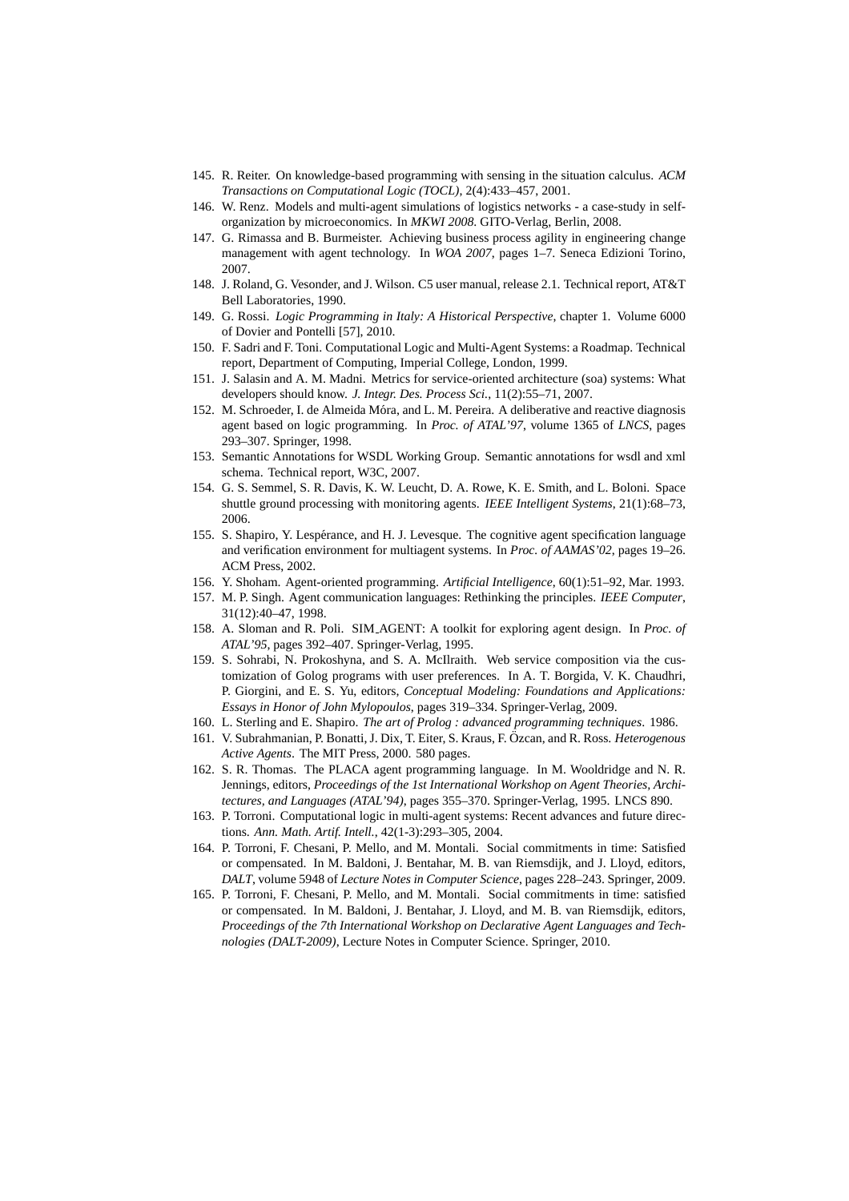145. R. Reiter. On knowledge-based programming with sensing in the situation calculus. *ACM Transactions on Computational Logic (TOCL)*, 2(4):433–457, 2001.
146. W. Renz. Models and multi-agent simulations of logistics networks - a case-study in self-organization by microeconomics. In *MKWI 2008*. GITO-Verlag, Berlin, 2008.
147. G. Rimassa and B. Burmeister. Achieving business process agility in engineering change management with agent technology. In *WOA 2007*, pages 1–7. Seneca Edizioni Torino, 2007.
148. J. Roland, G. Vesonder, and J. Wilson. C5 user manual, release 2.1. Technical report, AT&T Bell Laboratories, 1990.
149. G. Rossi. *Logic Programming in Italy: A Historical Perspective*, chapter 1. Volume 6000 of Dovier and Pontelli [57], 2010.
150. F. Sadri and F. Toni. Computational Logic and Multi-Agent Systems: a Roadmap. Technical report, Department of Computing, Imperial College, London, 1999.
151. J. Salasin and A. M. Madni. Metrics for service-oriented architecture (soa) systems: What developers should know. *J. Integr. Des. Process Sci.*, 11(2):55–71, 2007.
152. M. Schroeder, I. de Almeida Móra, and L. M. Pereira. A deliberative and reactive diagnosis agent based on logic programming. In *Proc. of ATAL'97*, volume 1365 of *LNCS*, pages 293–307. Springer, 1998.
153. Semantic Annotations for WSDL Working Group. Semantic annotations for wsdl and xml schema. Technical report, W3C, 2007.
154. G. S. Semmel, S. R. Davis, K. W. Leucht, D. A. Rowe, K. E. Smith, and L. Boloni. Space shuttle ground processing with monitoring agents. *IEEE Intelligent Systems*, 21(1):68–73, 2006.
155. S. Shapiro, Y. Lespérance, and H. J. Levesque. The cognitive agent specification language and verification environment for multiagent systems. In *Proc. of AAMAS'02*, pages 19–26. ACM Press, 2002.
156. Y. Shoham. Agent-oriented programming. *Artificial Intelligence*, 60(1):51–92, Mar. 1993.
157. M. P. Singh. Agent communication languages: Rethinking the principles. *IEEE Computer*, 31(12):40–47, 1998.
158. A. Sloman and R. Poli. SIM_AGENT: A toolkit for exploring agent design. In *Proc. of ATAL'95*, pages 392–407. Springer-Verlag, 1995.
159. S. Sohrabi, N. Prokoshyna, and S. A. McIlraith. Web service composition via the customization of Golog programs with user preferences. In A. T. Borgida, V. K. Chaudhri, P. Giorgini, and E. S. Yu, editors, *Conceptual Modeling: Foundations and Applications: Essays in Honor of John Mylopoulos*, pages 319–334. Springer-Verlag, 2009.
160. L. Sterling and E. Shapiro. *The art of Prolog : advanced programming techniques*. 1986.
161. V. Subrahmanian, P. Bonatti, J. Dix, T. Eiter, S. Kraus, F. Özcan, and R. Ross. *Heterogenous Active Agents*. The MIT Press, 2000. 580 pages.
162. S. R. Thomas. The PLACA agent programming language. In M. Wooldridge and N. R. Jennings, editors, *Proceedings of the 1st International Workshop on Agent Theories, Architectures, and Languages (ATAL'94)*, pages 355–370. Springer-Verlag, 1995. LNCS 890.
163. P. Torroni. Computational logic in multi-agent systems: Recent advances and future directions. *Ann. Math. Artif. Intell.*, 42(1-3):293–305, 2004.
164. P. Torroni, F. Chesani, P. Mello, and M. Montali. Social commitments in time: Satisfied or compensated. In M. Baldoni, J. Bentahar, M. B. van Riemsdijk, and J. Lloyd, editors, *DALT*, volume 5948 of *Lecture Notes in Computer Science*, pages 228–243. Springer, 2009.
165. P. Torroni, F. Chesani, P. Mello, and M. Montali. Social commitments in time: satisfied or compensated. In M. Baldoni, J. Bentahar, J. Lloyd, and M. B. van Riemsdijk, editors, *Proceedings of the 7th International Workshop on Declarative Agent Languages and Technologies (DALT-2009)*, Lecture Notes in Computer Science. Springer, 2010.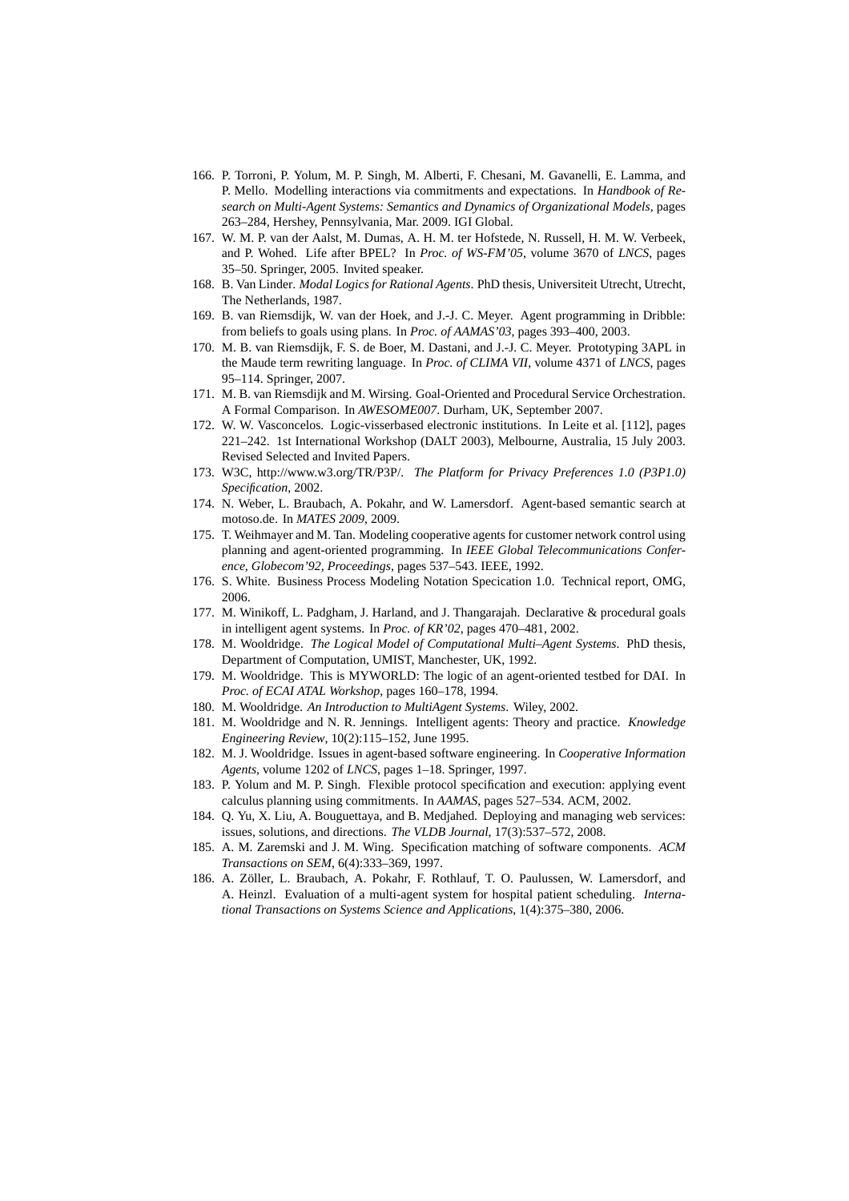166. P. Torroni, P. Yolum, M. P. Singh, M. Alberti, F. Chesani, M. Gavanelli, E. Lamma, and P. Mello. Modelling interactions via commitments and expectations. In *Handbook of Research on Multi-Agent Systems: Semantics and Dynamics of Organizational Models*, pages 263–284, Hershey, Pennsylvania, Mar. 2009. IGI Global.
167. W. M. P. van der Aalst, M. Dumas, A. H. M. ter Hofstede, N. Russell, H. M. W. Verbeek, and P. Wohed. Life after BPEL? In *Proc. of WS-FM'05*, volume 3670 of *LNCS*, pages 35–50. Springer, 2005. Invited speaker.
168. B. Van Linder. *Modal Logics for Rational Agents*. PhD thesis, Universiteit Utrecht, Utrecht, The Netherlands, 1987.
169. B. van Riemsdijk, W. van der Hoek, and J.-J. C. Meyer. Agent programming in Dribble: from beliefs to goals using plans. In *Proc. of AAMAS'03*, pages 393–400, 2003.
170. M. B. van Riemsdijk, F. S. de Boer, M. Dastani, and J.-J. C. Meyer. Prototyping 3APL in the Maude term rewriting language. In *Proc. of CLIMA VII*, volume 4371 of *LNCS*, pages 95–114. Springer, 2007.
171. M. B. van Riemsdijk and M. Wirsing. Goal-Oriented and Procedural Service Orchestration. A Formal Comparison. In *AWESOME007*. Durham, UK, September 2007.
172. W. W. Vasconcelos. Logic-visserbased electronic institutions. In Leite et al. [112], pages 221–242. 1st International Workshop (DALT 2003), Melbourne, Australia, 15 July 2003. Revised Selected and Invited Papers.
173. W3C, http://www.w3.org/TR/P3P/. *The Platform for Privacy Preferences 1.0 (P3P1.0) Specification*, 2002.
174. N. Weber, L. Braubach, A. Pokahr, and W. Lamersdorf. Agent-based semantic search at motoso.de. In *MATES 2009*, 2009.
175. T. Weihmayer and M. Tan. Modeling cooperative agents for customer network control using planning and agent-oriented programming. In *IEEE Global Telecommunications Conference, Globecom'92, Proceedings*, pages 537–543. IEEE, 1992.
176. S. White. Business Process Modeling Notation Specication 1.0. Technical report, OMG, 2006.
177. M. Winikoff, L. Padgham, J. Harland, and J. Thangarajah. Declarative & procedural goals in intelligent agent systems. In *Proc. of KR'02*, pages 470–481, 2002.
178. M. Wooldridge. *The Logical Model of Computational Multi–Agent Systems*. PhD thesis, Department of Computation, UMIST, Manchester, UK, 1992.
179. M. Wooldridge. This is MYWORLD: The logic of an agent-oriented testbed for DAI. In *Proc. of ECAI ATAL Workshop*, pages 160–178, 1994.
180. M. Wooldridge. *An Introduction to MultiAgent Systems*. Wiley, 2002.
181. M. Wooldridge and N. R. Jennings. Intelligent agents: Theory and practice. *Knowledge Engineering Review*, 10(2):115–152, June 1995.
182. M. J. Wooldridge. Issues in agent-based software engineering. In *Cooperative Information Agents*, volume 1202 of *LNCS*, pages 1–18. Springer, 1997.
183. P. Yolum and M. P. Singh. Flexible protocol specification and execution: applying event calculus planning using commitments. In *AAMAS*, pages 527–534. ACM, 2002.
184. Q. Yu, X. Liu, A. Bouguettaya, and B. Medjahed. Deploying and managing web services: issues, solutions, and directions. *The VLDB Journal*, 17(3):537–572, 2008.
185. A. M. Zaremski and J. M. Wing. Specification matching of software components. *ACM Transactions on SEM*, 6(4):333–369, 1997.
186. A. Zöller, L. Braubach, A. Pokahr, F. Rothlauf, T. O. Paulussen, W. Lamersdorf, and A. Heinzl. Evaluation of a multi-agent system for hospital patient scheduling. *International Transactions on Systems Science and Applications*, 1(4):375–380, 2006.